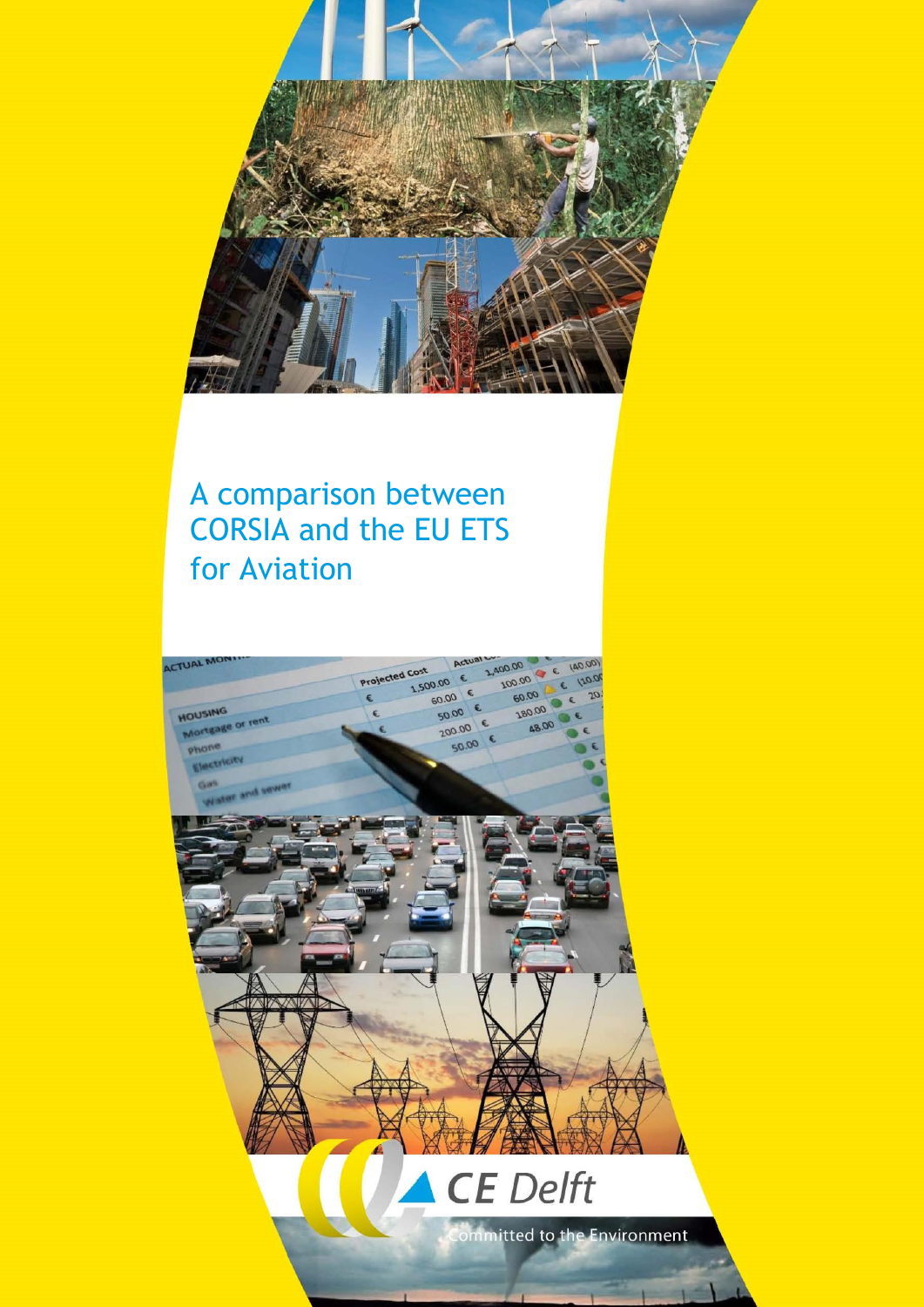# A comparison between CORSIA and the EU ETS for Aviation

CE Delft

Committed to the Environment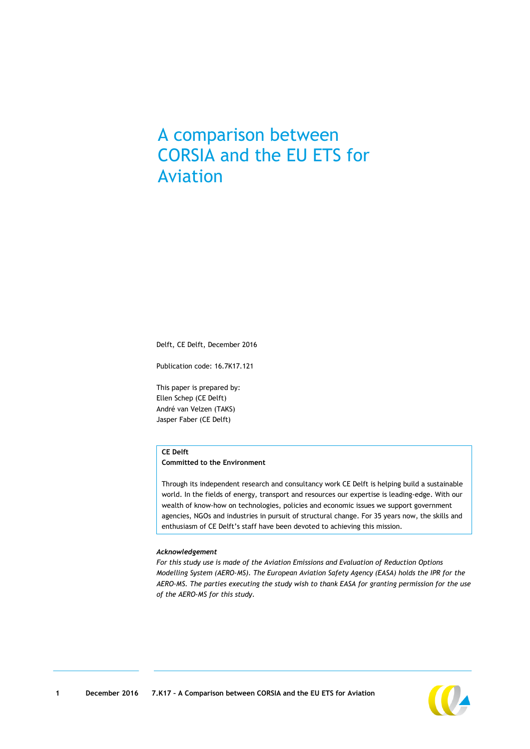# A comparison between CORSIA and the EU ETS for Aviation

Delft, CE Delft, December 2016

Publication code: 16.7K17.121

This paper is prepared by:
Ellen Schep (CE Delft)
André van Velzen (TAKS)
Jasper Faber (CE Delft)

**CE Delft**
**Committed to the Environment**

Through its independent research and consultancy work CE Delft is helping build a sustainable world. In the fields of energy, transport and resources our expertise is leading-edge. With our wealth of know-how on technologies, policies and economic issues we support government agencies, NGOs and industries in pursuit of structural change. For 35 years now, the skills and enthusiasm of CE Delft's staff have been devoted to achieving this mission.

***Acknowledgement***
*For this study use is made of the Aviation Emissions and Evaluation of Reduction Options Modelling System (AERO-MS). The European Aviation Safety Agency (EASA) holds the IPR for the AERO-MS. The parties executing the study wish to thank EASA for granting permission for the use of the AERO-MS for this study.*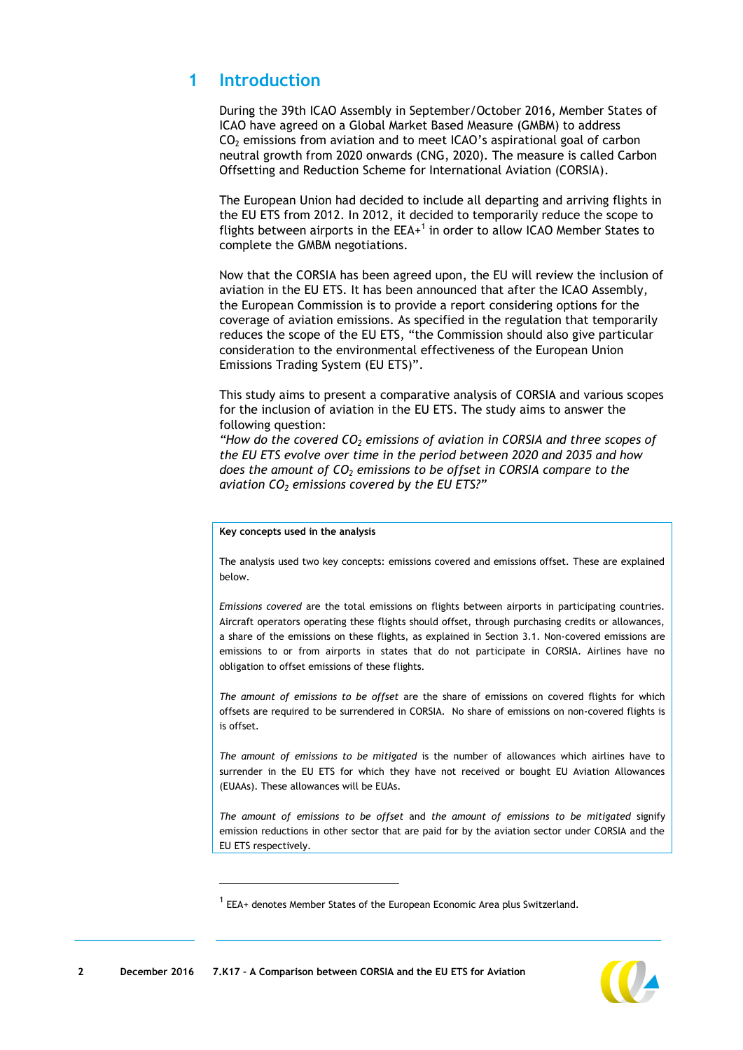# 1 Introduction

During the 39th ICAO Assembly in September/October 2016, Member States of ICAO have agreed on a Global Market Based Measure (GMBM) to address $CO_2$ emissions from aviation and to meet ICAO's aspirational goal of carbon neutral growth from 2020 onwards (CNG, 2020). The measure is called Carbon Offsetting and Reduction Scheme for International Aviation (CORSIA).

The European Union had decided to include all departing and arriving flights in the EU ETS from 2012. In 2012, it decided to temporarily reduce the scope to flights between airports in the EEA+[1] in order to allow ICAO Member States to complete the GMBM negotiations.

Now that the CORSIA has been agreed upon, the EU will review the inclusion of aviation in the EU ETS. It has been announced that after the ICAO Assembly, the European Commission is to provide a report considering options for the coverage of aviation emissions. As specified in the regulation that temporarily reduces the scope of the EU ETS, "the Commission should also give particular consideration to the environmental effectiveness of the European Union Emissions Trading System (EU ETS)".

This study aims to present a comparative analysis of CORSIA and various scopes for the inclusion of aviation in the EU ETS. The study aims to answer the following question:
*"How do the covered $CO_2$ emissions of aviation in CORSIA and three scopes of the EU ETS evolve over time in the period between 2020 and 2035 and how does the amount of $CO_2$ emissions to be offset in CORSIA compare to the aviation $CO_2$ emissions covered by the EU ETS?"*

**Key concepts used in the analysis**

The analysis used two key concepts: emissions covered and emissions offset. These are explained below.

*Emissions covered* are the total emissions on flights between airports in participating countries. Aircraft operators operating these flights should offset, through purchasing credits or allowances, a share of the emissions on these flights, as explained in Section 3.1. Non-covered emissions are emissions to or from airports in states that do not participate in CORSIA. Airlines have no obligation to offset emissions of these flights.

*The amount of emissions to be offset* are the share of emissions on covered flights for which offsets are required to be surrendered in CORSIA. No share of emissions on non-covered flights is is offset.

*The amount of emissions to be mitigated* is the number of allowances which airlines have to surrender in the EU ETS for which they have not received or bought EU Aviation Allowances (EUAAs). These allowances will be EUAs.

*The amount of emissions to be offset* and *the amount of emissions to be mitigated* signify emission reductions in other sector that are paid for by the aviation sector under CORSIA and the EU ETS respectively.

[1] EEA+ denotes Member States of the European Economic Area plus Switzerland.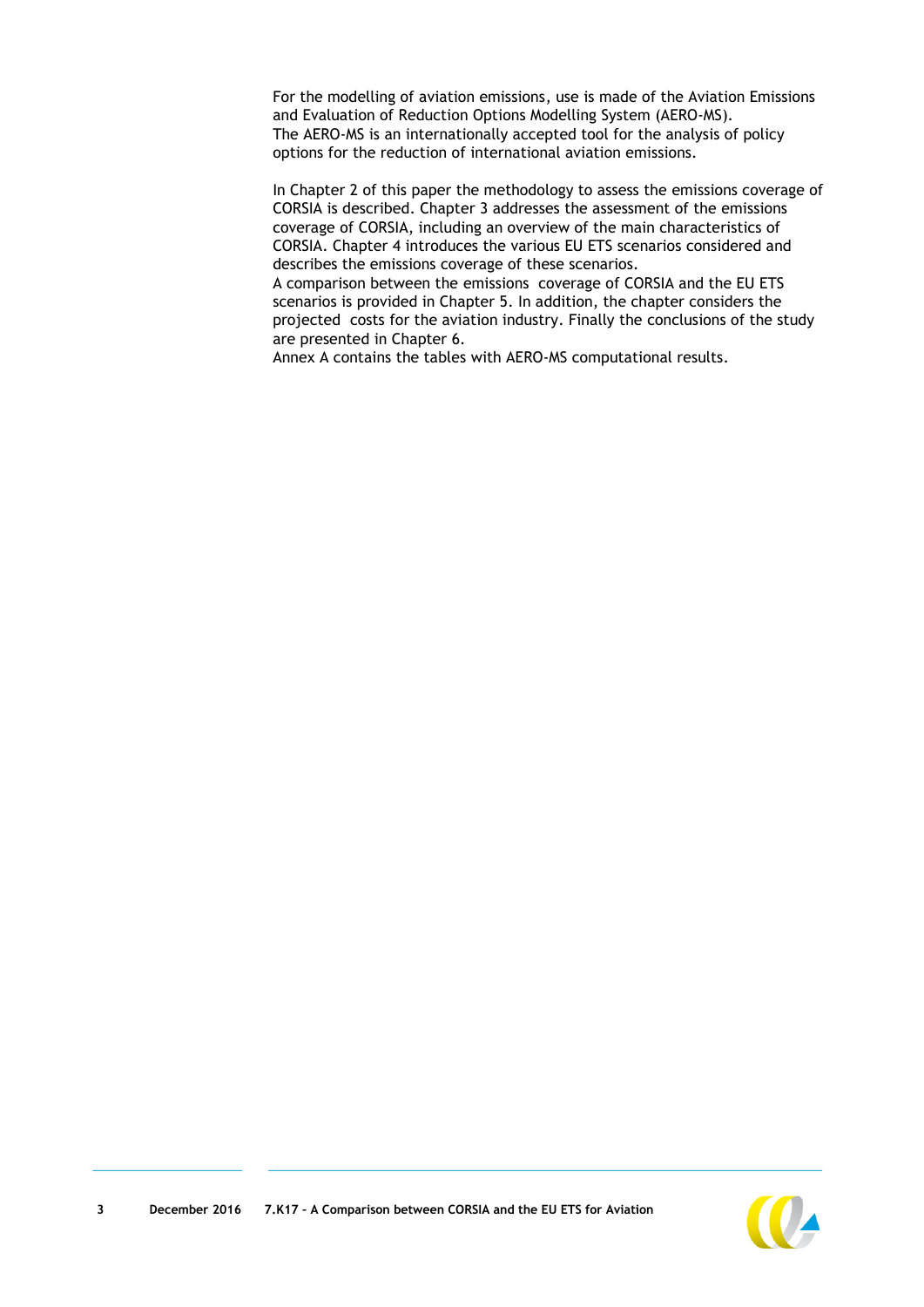For the modelling of aviation emissions, use is made of the Aviation Emissions and Evaluation of Reduction Options Modelling System (AERO-MS).
The AERO-MS is an internationally accepted tool for the analysis of policy options for the reduction of international aviation emissions.

In Chapter 2 of this paper the methodology to assess the emissions coverage of CORSIA is described. Chapter 3 addresses the assessment of the emissions coverage of CORSIA, including an overview of the main characteristics of CORSIA. Chapter 4 introduces the various EU ETS scenarios considered and describes the emissions coverage of these scenarios.
A comparison between the emissions coverage of CORSIA and the EU ETS scenarios is provided in Chapter 5. In addition, the chapter considers the projected costs for the aviation industry. Finally the conclusions of the study are presented in Chapter 6.
Annex A contains the tables with AERO-MS computational results.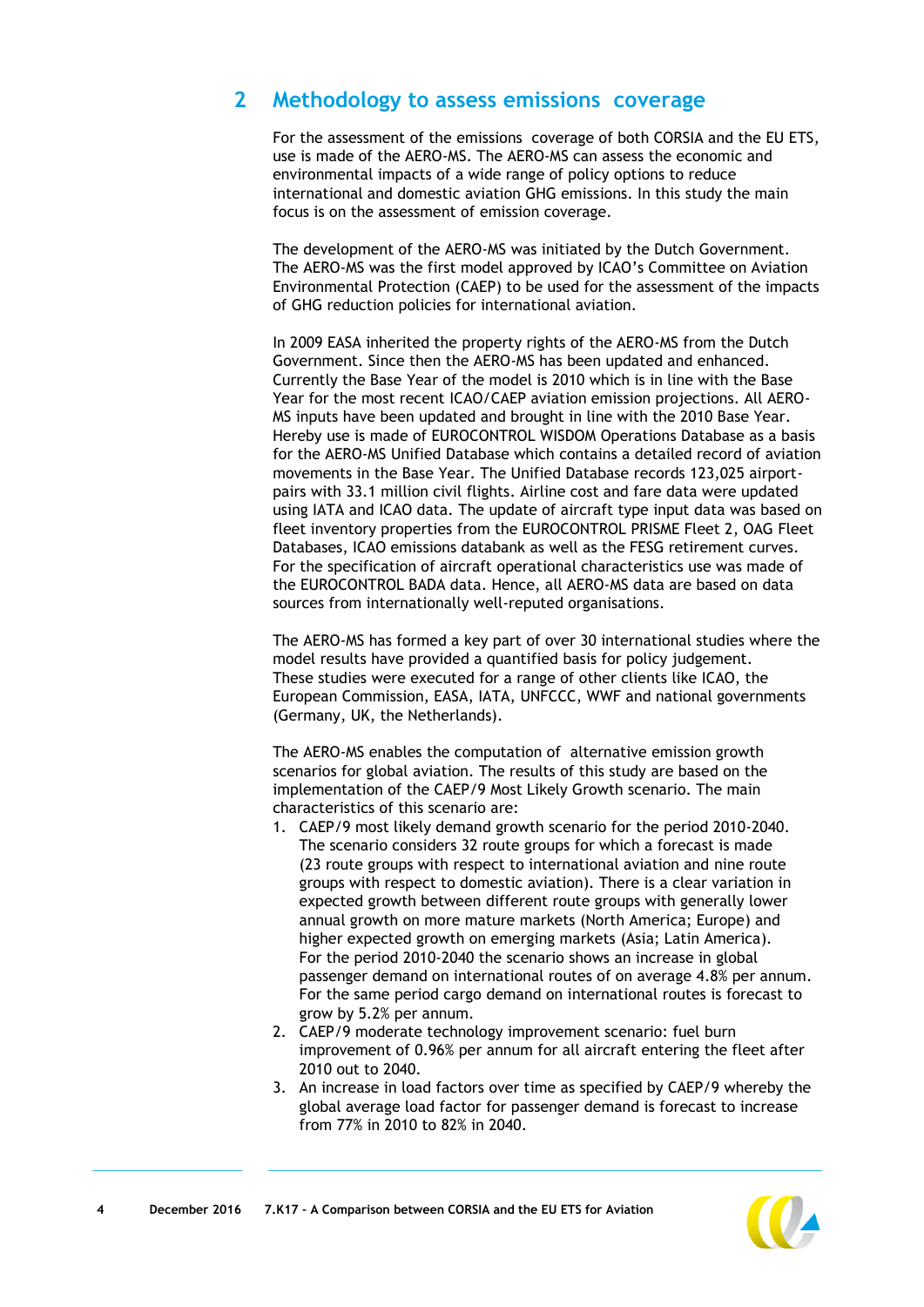## 2 Methodology to assess emissions coverage

For the assessment of the emissions coverage of both CORSIA and the EU ETS, use is made of the AERO-MS. The AERO-MS can assess the economic and environmental impacts of a wide range of policy options to reduce international and domestic aviation GHG emissions. In this study the main focus is on the assessment of emission coverage.

The development of the AERO-MS was initiated by the Dutch Government. The AERO-MS was the first model approved by ICAO's Committee on Aviation Environmental Protection (CAEP) to be used for the assessment of the impacts of GHG reduction policies for international aviation.

In 2009 EASA inherited the property rights of the AERO-MS from the Dutch Government. Since then the AERO-MS has been updated and enhanced. Currently the Base Year of the model is 2010 which is in line with the Base Year for the most recent ICAO/CAEP aviation emission projections. All AERO-MS inputs have been updated and brought in line with the 2010 Base Year. Hereby use is made of EUROCONTROL WISDOM Operations Database as a basis for the AERO-MS Unified Database which contains a detailed record of aviation movements in the Base Year. The Unified Database records 123,025 airport-pairs with 33.1 million civil flights. Airline cost and fare data were updated using IATA and ICAO data. The update of aircraft type input data was based on fleet inventory properties from the EUROCONTROL PRISME Fleet 2, OAG Fleet Databases, ICAO emissions databank as well as the FESG retirement curves. For the specification of aircraft operational characteristics use was made of the EUROCONTROL BADA data. Hence, all AERO-MS data are based on data sources from internationally well-reputed organisations.

The AERO-MS has formed a key part of over 30 international studies where the model results have provided a quantified basis for policy judgement. These studies were executed for a range of other clients like ICAO, the European Commission, EASA, IATA, UNFCCC, WWF and national governments (Germany, UK, the Netherlands).

The AERO-MS enables the computation of alternative emission growth scenarios for global aviation. The results of this study are based on the implementation of the CAEP/9 Most Likely Growth scenario. The main characteristics of this scenario are:

1. CAEP/9 most likely demand growth scenario for the period 2010-2040. The scenario considers 32 route groups for which a forecast is made (23 route groups with respect to international aviation and nine route groups with respect to domestic aviation). There is a clear variation in expected growth between different route groups with generally lower annual growth on more mature markets (North America; Europe) and higher expected growth on emerging markets (Asia; Latin America). For the period 2010-2040 the scenario shows an increase in global passenger demand on international routes of on average 4.8% per annum. For the same period cargo demand on international routes is forecast to grow by 5.2% per annum.
2. CAEP/9 moderate technology improvement scenario: fuel burn improvement of 0.96% per annum for all aircraft entering the fleet after 2010 out to 2040.
3. An increase in load factors over time as specified by CAEP/9 whereby the global average load factor for passenger demand is forecast to increase from 77% in 2010 to 82% in 2040.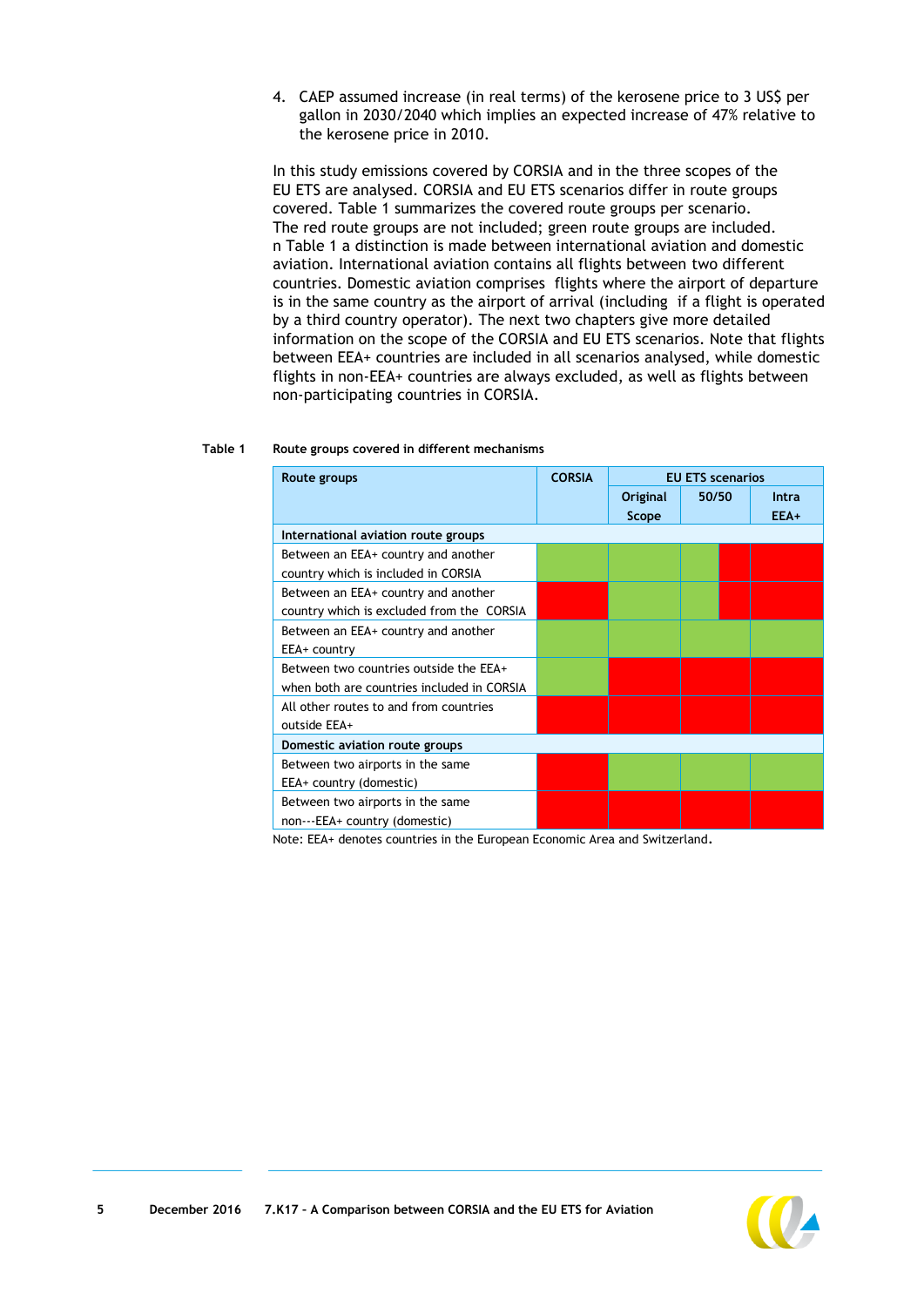4. CAEP assumed increase (in real terms) of the kerosene price to 3 US$ per gallon in 2030/2040 which implies an expected increase of 47% relative to the kerosene price in 2010.

In this study emissions covered by CORSIA and in the three scopes of the EU ETS are analysed. CORSIA and EU ETS scenarios differ in route groups covered. Table 1 summarizes the covered route groups per scenario. The red route groups are not included; green route groups are included. n Table 1 a distinction is made between international aviation and domestic aviation. International aviation contains all flights between two different countries. Domestic aviation comprises flights where the airport of departure is in the same country as the airport of arrival (including if a flight is operated by a third country operator). The next two chapters give more detailed information on the scope of the CORSIA and EU ETS scenarios. Note that flights between EEA+ countries are included in all scenarios analysed, while domestic flights in non-EEA+ countries are always excluded, as well as flights between non-participating countries in CORSIA.

**Table 1 Route groups covered in different mechanisms**

| Route groups | CORSIA | EU ETS scenarios | | |
|---|---|---|---|---|
| | | Original Scope | 50/50 | Intra EEA+ |
| **International aviation route groups** | | | | |
| Between an EEA+ country and another country which is included in CORSIA | green | green | green/red | red |
| Between an EEA+ country and another country which is excluded from the CORSIA | red | green | green/red | red |
| Between an EEA+ country and another EEA+ country | green | green | green | green |
| Between two countries outside the EEA+ when both are countries included in CORSIA | green | red | red | red |
| All other routes to and from countries outside EEA+ | red | red | red | red |
| **Domestic aviation route groups** | | | | |
| Between two airports in the same EEA+ country (domestic) | red | green | green | green |
| Between two airports in the same non---EEA+ country (domestic) | red | red | red | red |

Note: EEA+ denotes countries in the European Economic Area and Switzerland.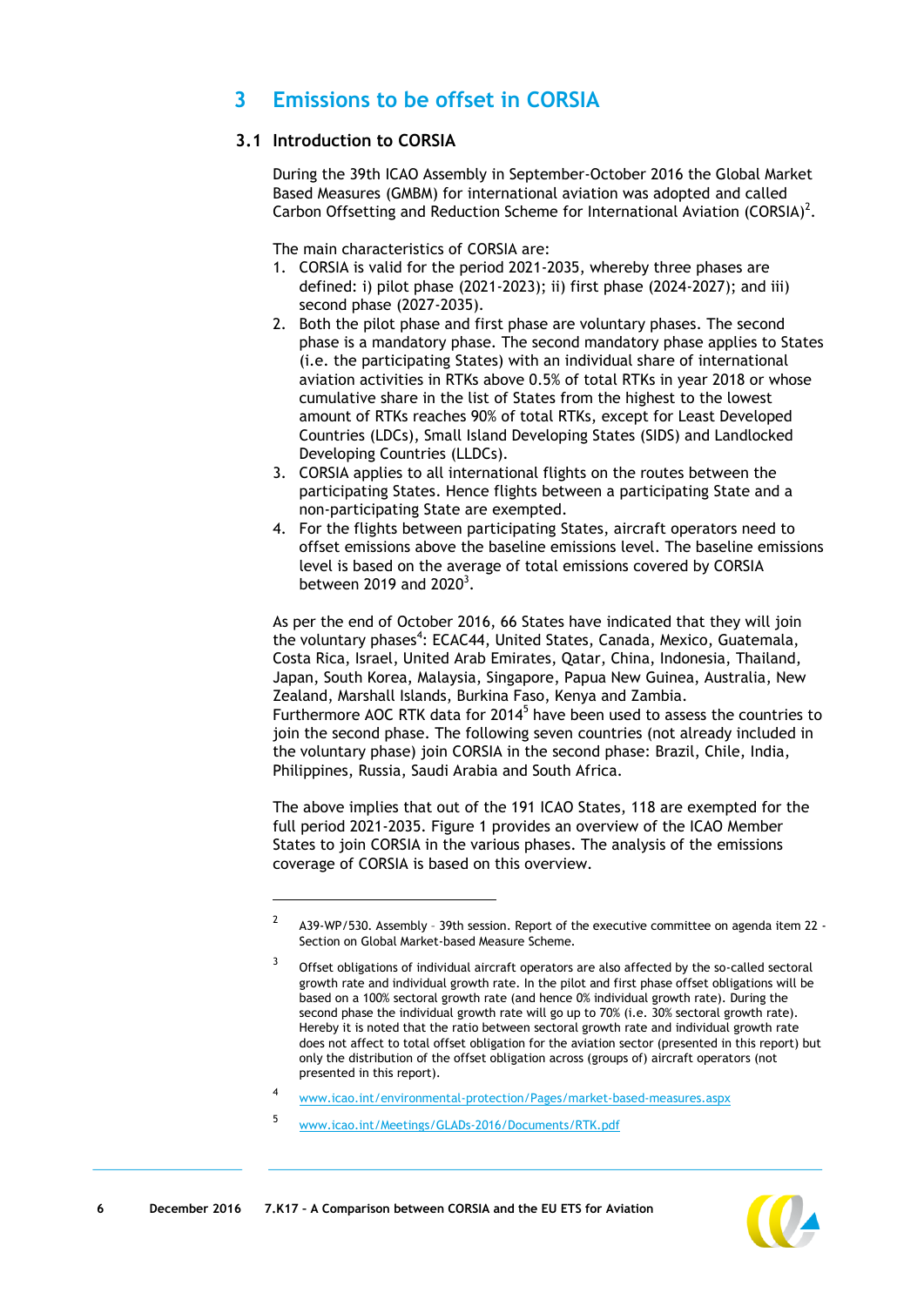# 3 Emissions to be offset in CORSIA

## 3.1 Introduction to CORSIA

During the 39th ICAO Assembly in September-October 2016 the Global Market Based Measures (GMBM) for international aviation was adopted and called Carbon Offsetting and Reduction Scheme for International Aviation (CORSIA)[2].

The main characteristics of CORSIA are:

1. CORSIA is valid for the period 2021-2035, whereby three phases are defined: i) pilot phase (2021-2023); ii) first phase (2024-2027); and iii) second phase (2027-2035).
2. Both the pilot phase and first phase are voluntary phases. The second phase is a mandatory phase. The second mandatory phase applies to States (i.e. the participating States) with an individual share of international aviation activities in RTKs above 0.5% of total RTKs in year 2018 or whose cumulative share in the list of States from the highest to the lowest amount of RTKs reaches 90% of total RTKs, except for Least Developed Countries (LDCs), Small Island Developing States (SIDS) and Landlocked Developing Countries (LLDCs).
3. CORSIA applies to all international flights on the routes between the participating States. Hence flights between a participating State and a non-participating State are exempted.
4. For the flights between participating States, aircraft operators need to offset emissions above the baseline emissions level. The baseline emissions level is based on the average of total emissions covered by CORSIA between 2019 and 2020[3].

As per the end of October 2016, 66 States have indicated that they will join the voluntary phases[4]: ECAC44, United States, Canada, Mexico, Guatemala, Costa Rica, Israel, United Arab Emirates, Qatar, China, Indonesia, Thailand, Japan, South Korea, Malaysia, Singapore, Papua New Guinea, Australia, New Zealand, Marshall Islands, Burkina Faso, Kenya and Zambia.
Furthermore AOC RTK data for 2014[5] have been used to assess the countries to join the second phase. The following seven countries (not already included in the voluntary phase) join CORSIA in the second phase: Brazil, Chile, India, Philippines, Russia, Saudi Arabia and South Africa.

The above implies that out of the 191 ICAO States, 118 are exempted for the full period 2021-2035. Figure 1 provides an overview of the ICAO Member States to join CORSIA in the various phases. The analysis of the emissions coverage of CORSIA is based on this overview.

---

[2] A39-WP/530. Assembly – 39th session. Report of the executive committee on agenda item 22 - Section on Global Market-based Measure Scheme.

[3] Offset obligations of individual aircraft operators are also affected by the so-called sectoral growth rate and individual growth rate. In the pilot and first phase offset obligations will be based on a 100% sectoral growth rate (and hence 0% individual growth rate). During the second phase the individual growth rate will go up to 70% (i.e. 30% sectoral growth rate). Hereby it is noted that the ratio between sectoral growth rate and individual growth rate does not affect to total offset obligation for the aviation sector (presented in this report) but only the distribution of the offset obligation across (groups of) aircraft operators (not presented in this report).

[4] www.icao.int/environmental-protection/Pages/market-based-measures.aspx

[5] www.icao.int/Meetings/GLADs-2016/Documents/RTK.pdf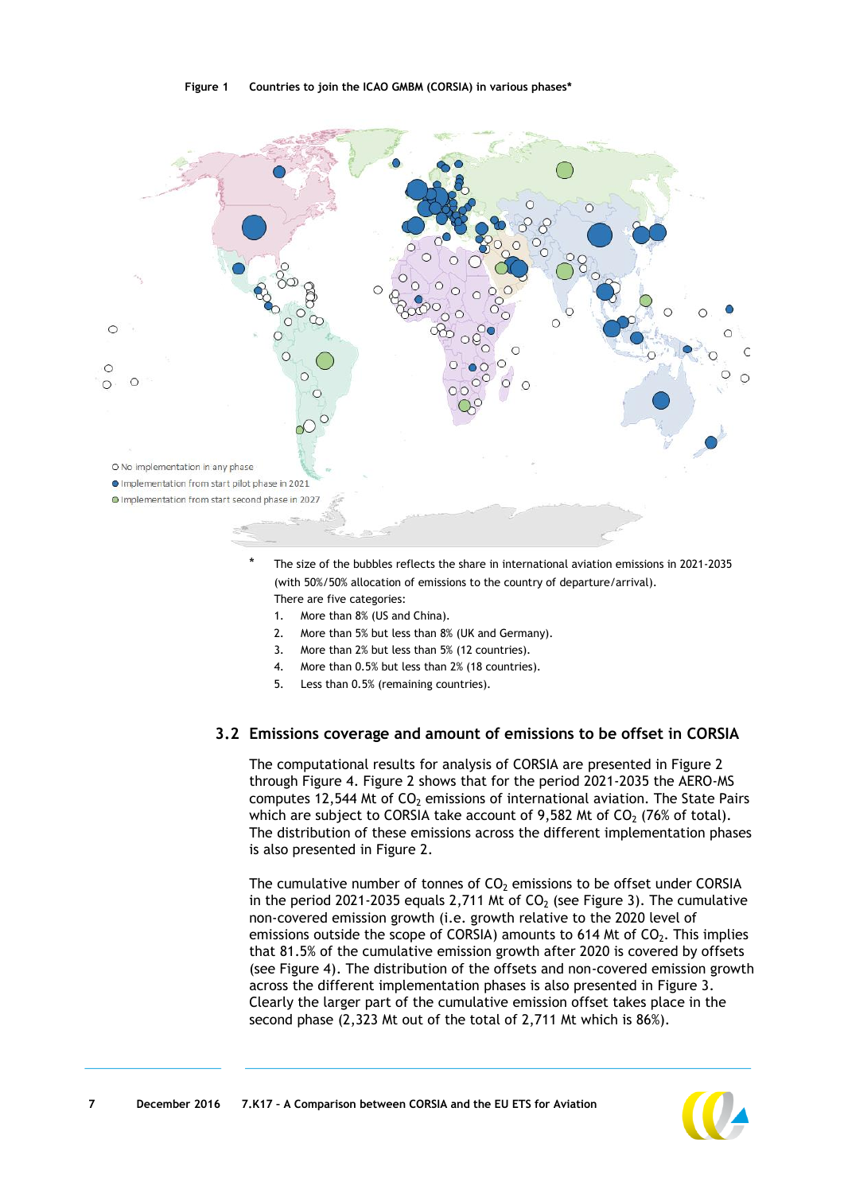**Figure 1 Countries to join the ICAO GMBM (CORSIA) in various phases***

○ No implementation in any phase
● Implementation from start pilot phase in 2021
● Implementation from start second phase in 2027

\* The size of the bubbles reflects the share in international aviation emissions in 2021-2035 (with 50%/50% allocation of emissions to the country of departure/arrival).
There are five categories:
1. More than 8% (US and China).
2. More than 5% but less than 8% (UK and Germany).
3. More than 2% but less than 5% (12 countries).
4. More than 0.5% but less than 2% (18 countries).
5. Less than 0.5% (remaining countries).

## 3.2 Emissions coverage and amount of emissions to be offset in CORSIA

The computational results for analysis of CORSIA are presented in Figure 2 through Figure 4. Figure 2 shows that for the period 2021-2035 the AERO-MS computes 12,544 Mt of $CO_2$ emissions of international aviation. The State Pairs which are subject to CORSIA take account of 9,582 Mt of $CO_2$ (76% of total). The distribution of these emissions across the different implementation phases is also presented in Figure 2.

The cumulative number of tonnes of $CO_2$ emissions to be offset under CORSIA in the period 2021-2035 equals 2,711 Mt of $CO_2$ (see Figure 3). The cumulative non-covered emission growth (i.e. growth relative to the 2020 level of emissions outside the scope of CORSIA) amounts to 614 Mt of $CO_2$. This implies that 81.5% of the cumulative emission growth after 2020 is covered by offsets (see Figure 4). The distribution of the offsets and non-covered emission growth across the different implementation phases is also presented in Figure 3. Clearly the larger part of the cumulative emission offset takes place in the second phase (2,323 Mt out of the total of 2,711 Mt which is 86%).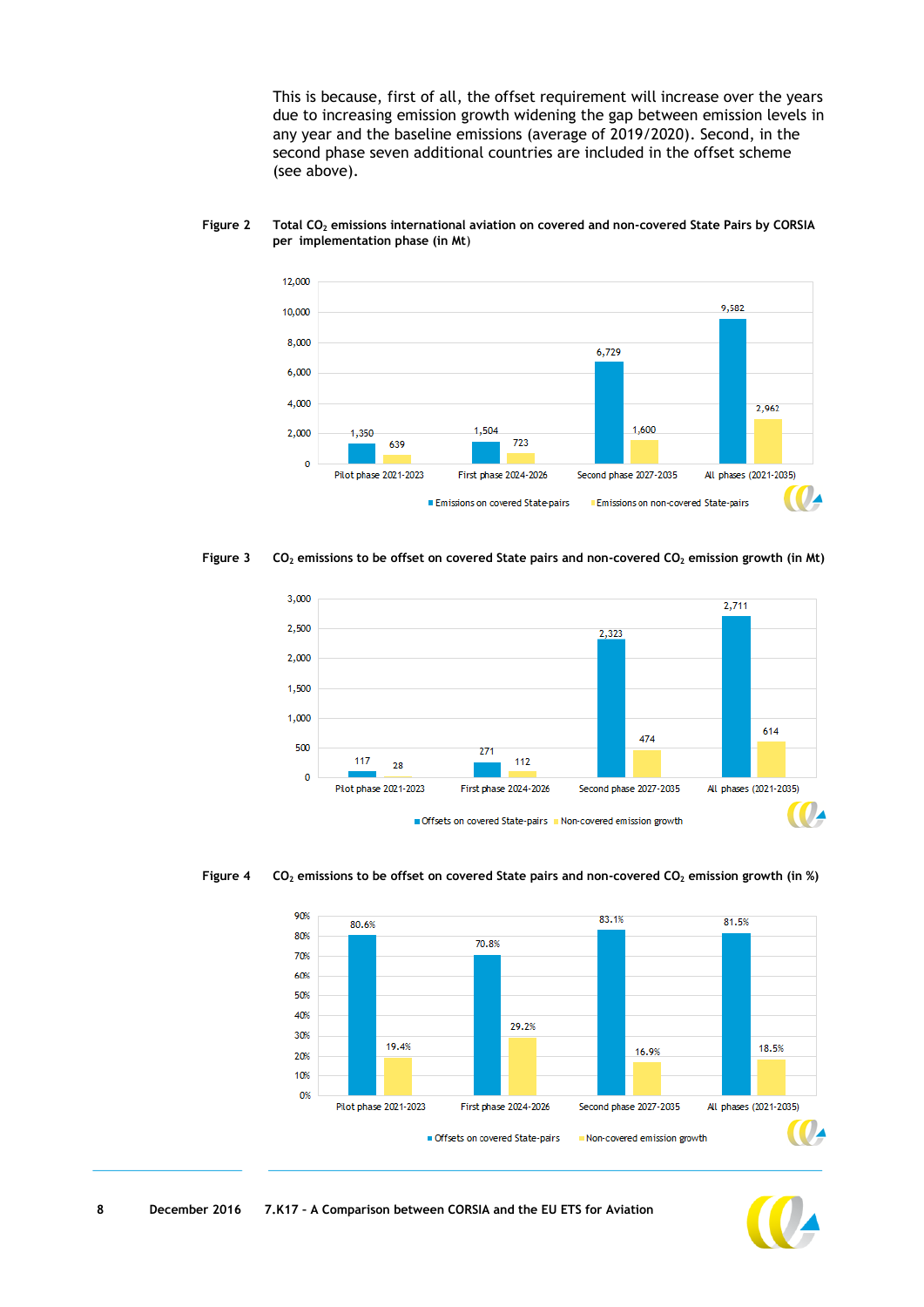This is because, first of all, the offset requirement will increase over the years due to increasing emission growth widening the gap between emission levels in any year and the baseline emissions (average of 2019/2020). Second, in the second phase seven additional countries are included in the offset scheme (see above).

**Figure 2** Total $CO_2$ emissions international aviation on covered and non-covered State Pairs by CORSIA per implementation phase (in Mt)

| | Emissions on covered State-pairs | Emissions on non-covered State-pairs |
|---|---|---|
| Pilot phase 2021-2023 | 1,350 | 639 |
| First phase 2024-2026 | 1,504 | 723 |
| Second phase 2027-2035 | 6,729 | 1,600 |
| All phases (2021-2035) | 9,582 | 2,962 |

**Figure 3** $CO_2$ emissions to be offset on covered State pairs and non-covered $CO_2$ emission growth (in Mt)

| | Offsets on covered State-pairs | Non-covered emission growth |
|---|---|---|
| Pilot phase 2021-2023 | 117 | 28 |
| First phase 2024-2026 | 271 | 112 |
| Second phase 2027-2035 | 2,323 | 474 |
| All phases (2021-2035) | 2,711 | 614 |

**Figure 4** $CO_2$ emissions to be offset on covered State pairs and non-covered $CO_2$ emission growth (in %)

| | Offsets on covered State-pairs | Non-covered emission growth |
|---|---|---|
| Pilot phase 2021-2023 | 80.6% | 19.4% |
| First phase 2024-2026 | 70.8% | 29.2% |
| Second phase 2027-2035 | 83.1% | 16.9% |
| All phases (2021-2035) | 81.5% | 18.5% |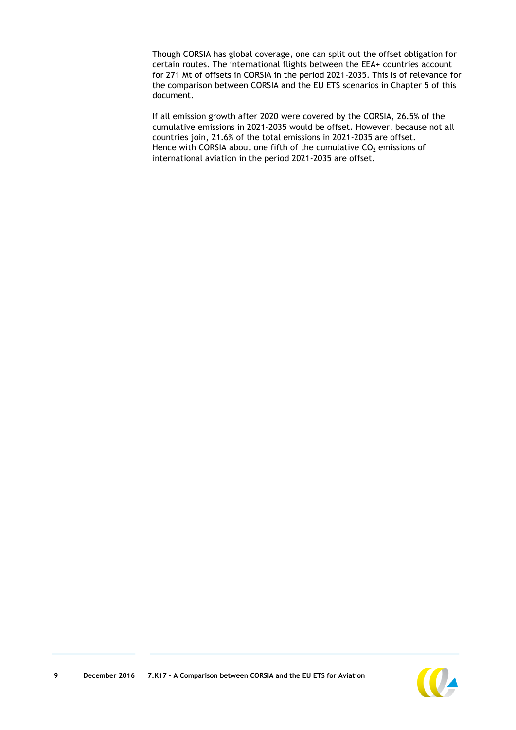Though CORSIA has global coverage, one can split out the offset obligation for certain routes. The international flights between the EEA+ countries account for 271 Mt of offsets in CORSIA in the period 2021-2035. This is of relevance for the comparison between CORSIA and the EU ETS scenarios in Chapter 5 of this document.

If all emission growth after 2020 were covered by the CORSIA, 26.5% of the cumulative emissions in 2021-2035 would be offset. However, because not all countries join, 21.6% of the total emissions in 2021-2035 are offset. Hence with CORSIA about one fifth of the cumulative $CO_2$ emissions of international aviation in the period 2021-2035 are offset.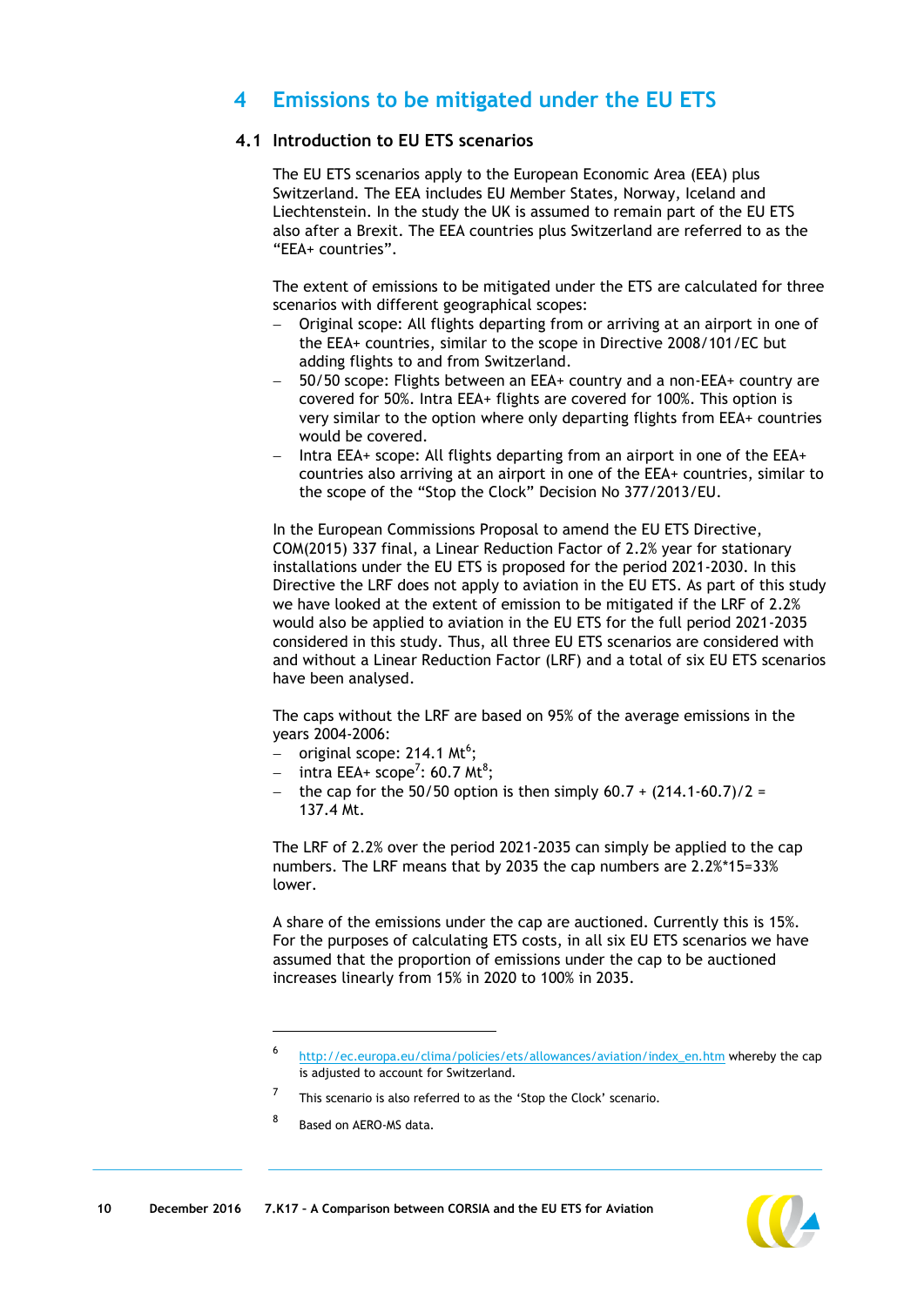# 4 Emissions to be mitigated under the EU ETS

## 4.1 Introduction to EU ETS scenarios

The EU ETS scenarios apply to the European Economic Area (EEA) plus Switzerland. The EEA includes EU Member States, Norway, Iceland and Liechtenstein. In the study the UK is assumed to remain part of the EU ETS also after a Brexit. The EEA countries plus Switzerland are referred to as the "EEA+ countries".

The extent of emissions to be mitigated under the ETS are calculated for three scenarios with different geographical scopes:

- Original scope: All flights departing from or arriving at an airport in one of the EEA+ countries, similar to the scope in Directive 2008/101/EC but adding flights to and from Switzerland.
- 50/50 scope: Flights between an EEA+ country and a non-EEA+ country are covered for 50%. Intra EEA+ flights are covered for 100%. This option is very similar to the option where only departing flights from EEA+ countries would be covered.
- Intra EEA+ scope: All flights departing from an airport in one of the EEA+ countries also arriving at an airport in one of the EEA+ countries, similar to the scope of the "Stop the Clock" Decision No 377/2013/EU.

In the European Commissions Proposal to amend the EU ETS Directive, COM(2015) 337 final, a Linear Reduction Factor of 2.2% year for stationary installations under the EU ETS is proposed for the period 2021-2030. In this Directive the LRF does not apply to aviation in the EU ETS. As part of this study we have looked at the extent of emission to be mitigated if the LRF of 2.2% would also be applied to aviation in the EU ETS for the full period 2021-2035 considered in this study. Thus, all three EU ETS scenarios are considered with and without a Linear Reduction Factor (LRF) and a total of six EU ETS scenarios have been analysed.

The caps without the LRF are based on 95% of the average emissions in the years 2004-2006:

- original scope: 214.1 Mt[6];
- intra EEA+ scope[7]: 60.7 Mt[8];
- the cap for the 50/50 option is then simply 60.7 + (214.1-60.7)/2 = 137.4 Mt.

The LRF of 2.2% over the period 2021-2035 can simply be applied to the cap numbers. The LRF means that by 2035 the cap numbers are 2.2%*15=33% lower.

A share of the emissions under the cap are auctioned. Currently this is 15%. For the purposes of calculating ETS costs, in all six EU ETS scenarios we have assumed that the proportion of emissions under the cap to be auctioned increases linearly from 15% in 2020 to 100% in 2035.

---

[6] http://ec.europa.eu/clima/policies/ets/allowances/aviation/index_en.htm whereby the cap is adjusted to account for Switzerland.

[7] This scenario is also referred to as the 'Stop the Clock' scenario.

[8] Based on AERO-MS data.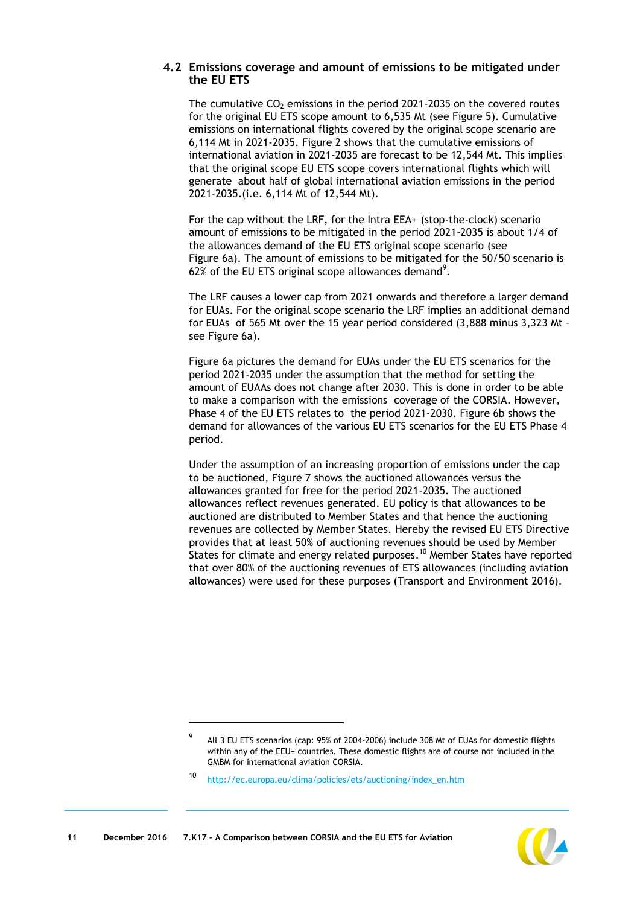## 4.2 Emissions coverage and amount of emissions to be mitigated under the EU ETS

The cumulative $CO_2$ emissions in the period 2021-2035 on the covered routes for the original EU ETS scope amount to 6,535 Mt (see Figure 5). Cumulative emissions on international flights covered by the original scope scenario are 6,114 Mt in 2021-2035. Figure 2 shows that the cumulative emissions of international aviation in 2021-2035 are forecast to be 12,544 Mt. This implies that the original scope EU ETS scope covers international flights which will generate about half of global international aviation emissions in the period 2021-2035.(i.e. 6,114 Mt of 12,544 Mt).

For the cap without the LRF, for the Intra EEA+ (stop-the-clock) scenario amount of emissions to be mitigated in the period 2021-2035 is about 1/4 of the allowances demand of the EU ETS original scope scenario (see Figure 6a). The amount of emissions to be mitigated for the 50/50 scenario is 62% of the EU ETS original scope allowances demand[9].

The LRF causes a lower cap from 2021 onwards and therefore a larger demand for EUAs. For the original scope scenario the LRF implies an additional demand for EUAs of 565 Mt over the 15 year period considered (3,888 minus 3,323 Mt – see Figure 6a).

Figure 6a pictures the demand for EUAs under the EU ETS scenarios for the period 2021-2035 under the assumption that the method for setting the amount of EUAAs does not change after 2030. This is done in order to be able to make a comparison with the emissions coverage of the CORSIA. However, Phase 4 of the EU ETS relates to the period 2021-2030. Figure 6b shows the demand for allowances of the various EU ETS scenarios for the EU ETS Phase 4 period.

Under the assumption of an increasing proportion of emissions under the cap to be auctioned, Figure 7 shows the auctioned allowances versus the allowances granted for free for the period 2021-2035. The auctioned allowances reflect revenues generated. EU policy is that allowances to be auctioned are distributed to Member States and that hence the auctioning revenues are collected by Member States. Hereby the revised EU ETS Directive provides that at least 50% of auctioning revenues should be used by Member States for climate and energy related purposes.[10] Member States have reported that over 80% of the auctioning revenues of ETS allowances (including aviation allowances) were used for these purposes (Transport and Environment 2016).

---

[9] All 3 EU ETS scenarios (cap: 95% of 2004-2006) include 308 Mt of EUAs for domestic flights within any of the EEU+ countries. These domestic flights are of course not included in the GMBM for international aviation CORSIA.

[10] http://ec.europa.eu/clima/policies/ets/auctioning/index_en.htm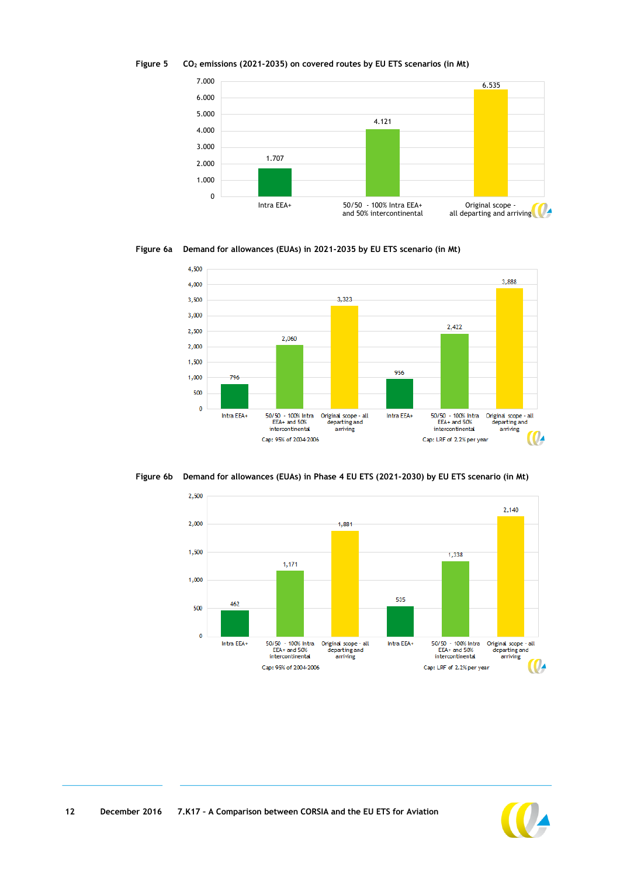**Figure 5** $CO_2$ emissions (2021-2035) on covered routes by EU ETS scenarios (in Mt)

| Scenario | $CO_2$ emissions (Mt) |
|---|---|
| Intra EEA+ | 1.707 |
| 50/50 - 100% Intra EEA+ and 50% intercontinental | 4.121 |
| Original scope - all departing and arriving | 6.535 |

**Figure 6a** Demand for allowances (EUAs) in 2021-2035 by EU ETS scenario (in Mt)

| Cap | Intra EEA+ | 50/50 - 100% Intra EEA+ and 50% intercontinental | Original scope - all departing and arriving |
|---|---|---|---|
| Cap: 95% of 2004-2006 | 796 | 2,060 | 3,323 |
| Cap: LRF of 2.2% per year | 956 | 2,422 | 3,888 |

**Figure 6b** Demand for allowances (EUAs) in Phase 4 EU ETS (2021-2030) by EU ETS scenario (in Mt)

| Cap | Intra EEA+ | 50/50 - 100% Intra EEA+ and 50% intercontinental | Original scope - all departing and arriving |
|---|---|---|---|
| Cap: 95% of 2004-2006 | 462 | 1,171 | 1,881 |
| Cap: LRF of 2.2% per year | 535 | 1,338 | 2,140 |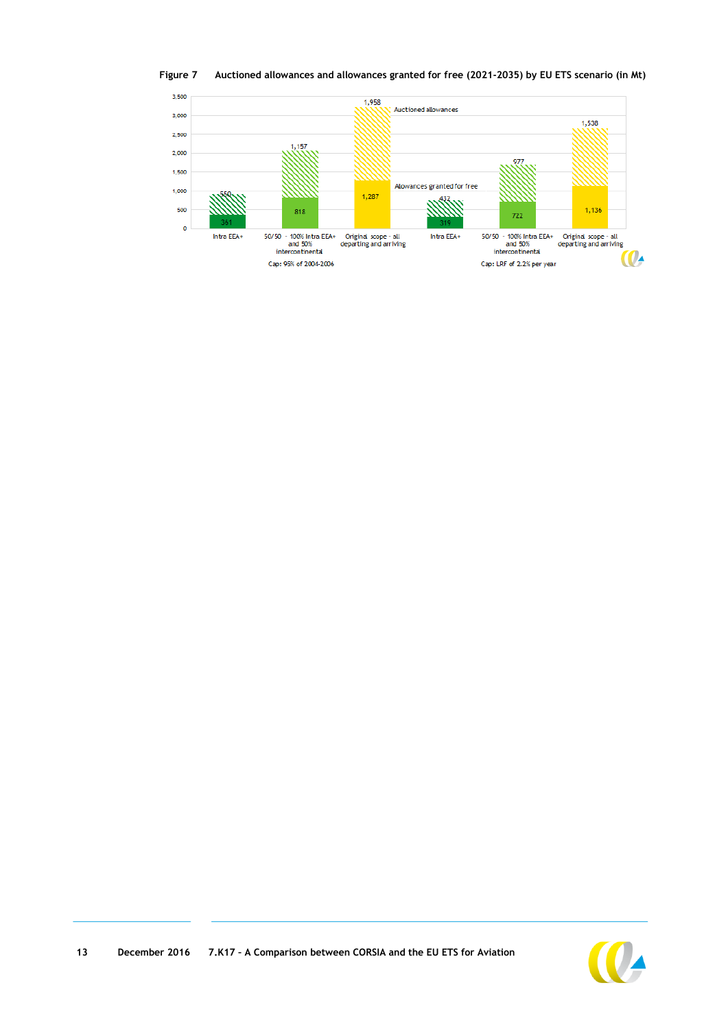**Figure 7 Auctioned allowances and allowances granted for free (2021-2035) by EU ETS scenario (in Mt)**

| Cap | Scenario | Allowances granted for free | Auctioned allowances |
|---|---|---|---|
| Cap: 95% of 2004-2006 | Intra EEA+ | 361 | 550 |
| Cap: 95% of 2004-2006 | 50/50 - 100% Intra EEA+ and 50% intercontinental | 818 | 1,157 |
| Cap: 95% of 2004-2006 | Original scope - all departing and arriving | 1,287 | 1,958 |
| Cap: LRF of 2.2% per year | Intra EEA+ | 319 | 432 |
| Cap: LRF of 2.2% per year | 50/50 - 100% Intra EEA+ and 50% intercontinental | 722 | 977 |
| Cap: LRF of 2.2% per year | Original scope - all departing and arriving | 1,136 | 1,538 |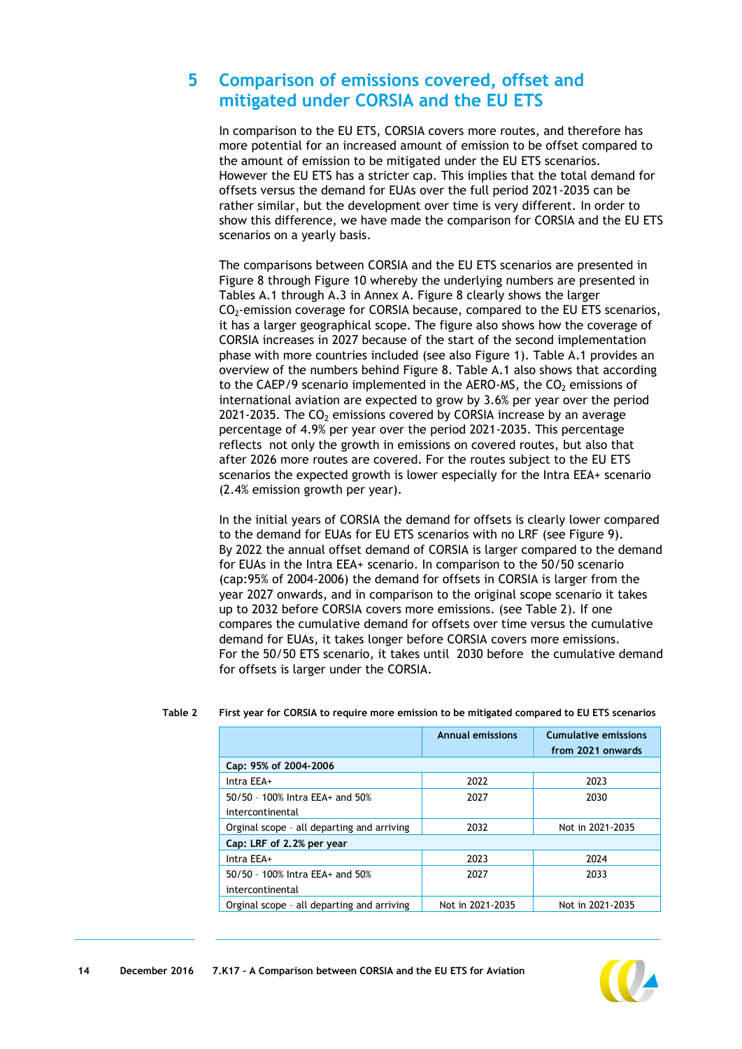# 5 Comparison of emissions covered, offset and mitigated under CORSIA and the EU ETS

In comparison to the EU ETS, CORSIA covers more routes, and therefore has more potential for an increased amount of emission to be offset compared to the amount of emission to be mitigated under the EU ETS scenarios. However the EU ETS has a stricter cap. This implies that the total demand for offsets versus the demand for EUAs over the full period 2021-2035 can be rather similar, but the development over time is very different. In order to show this difference, we have made the comparison for CORSIA and the EU ETS scenarios on a yearly basis.

The comparisons between CORSIA and the EU ETS scenarios are presented in Figure 8 through Figure 10 whereby the underlying numbers are presented in Tables A.1 through A.3 in Annex A. Figure 8 clearly shows the larger $CO_2$-emission coverage for CORSIA because, compared to the EU ETS scenarios, it has a larger geographical scope. The figure also shows how the coverage of CORSIA increases in 2027 because of the start of the second implementation phase with more countries included (see also Figure 1). Table A.1 provides an overview of the numbers behind Figure 8. Table A.1 also shows that according to the CAEP/9 scenario implemented in the AERO-MS, the $CO_2$ emissions of international aviation are expected to grow by 3.6% per year over the period 2021-2035. The $CO_2$ emissions covered by CORSIA increase by an average percentage of 4.9% per year over the period 2021-2035. This percentage reflects not only the growth in emissions on covered routes, but also that after 2026 more routes are covered. For the routes subject to the EU ETS scenarios the expected growth is lower especially for the Intra EEA+ scenario (2.4% emission growth per year).

In the initial years of CORSIA the demand for offsets is clearly lower compared to the demand for EUAs for EU ETS scenarios with no LRF (see Figure 9). By 2022 the annual offset demand of CORSIA is larger compared to the demand for EUAs in the Intra EEA+ scenario. In comparison to the 50/50 scenario (cap:95% of 2004-2006) the demand for offsets in CORSIA is larger from the year 2027 onwards, and in comparison to the original scope scenario it takes up to 2032 before CORSIA covers more emissions. (see Table 2). If one compares the cumulative demand for offsets over time versus the cumulative demand for EUAs, it takes longer before CORSIA covers more emissions. For the 50/50 ETS scenario, it takes until 2030 before the cumulative demand for offsets is larger under the CORSIA.

**Table 2 First year for CORSIA to require more emission to be mitigated compared to EU ETS scenarios**

| | Annual emissions | Cumulative emissions from 2021 onwards |
|---|---|---|
| **Cap: 95% of 2004-2006** | | |
| Intra EEA+ | 2022 | 2023 |
| 50/50 - 100% Intra EEA+ and 50% intercontinental | 2027 | 2030 |
| Orginal scope - all departing and arriving | 2032 | Not in 2021-2035 |
| **Cap: LRF of 2.2% per year** | | |
| Intra EEA+ | 2023 | 2024 |
| 50/50 - 100% Intra EEA+ and 50% intercontinental | 2027 | 2033 |
| Orginal scope - all departing and arriving | Not in 2021-2035 | Not in 2021-2035 |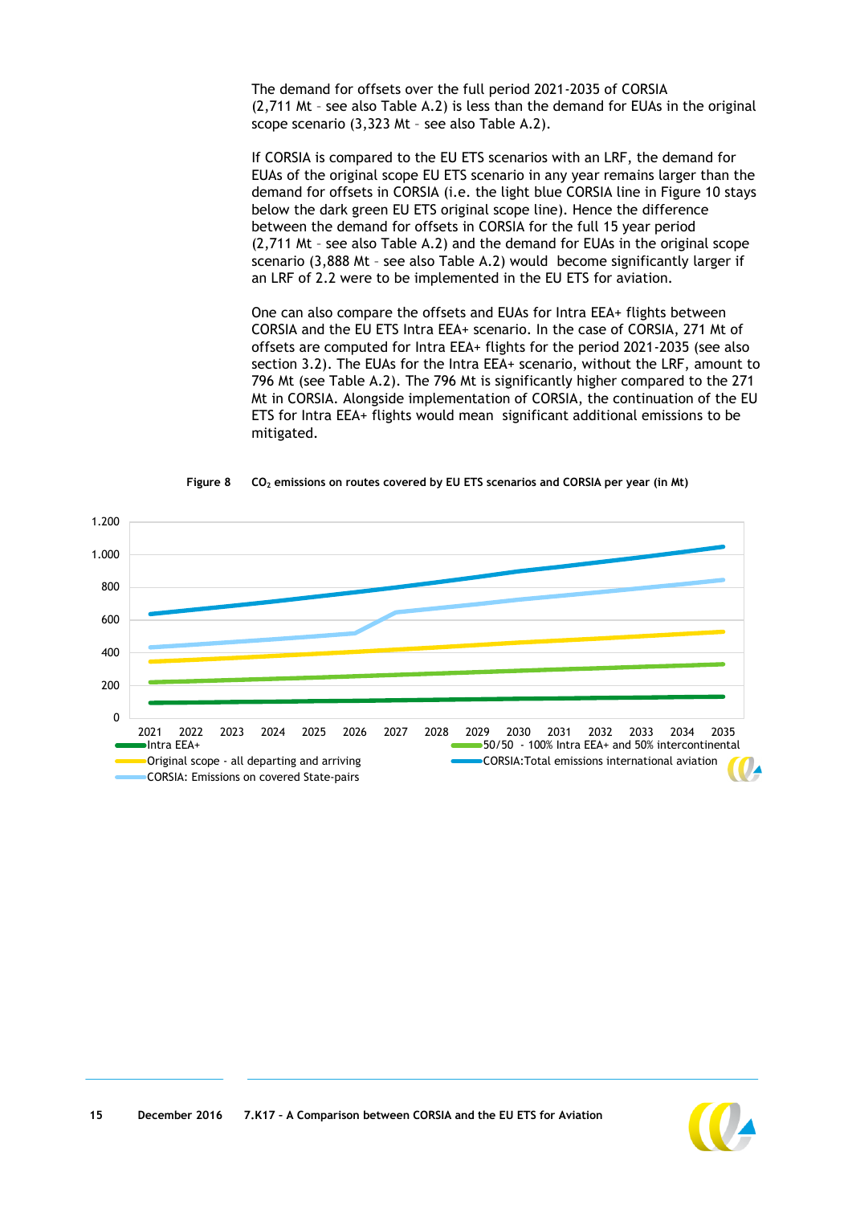The demand for offsets over the full period 2021-2035 of CORSIA (2,711 Mt – see also Table A.2) is less than the demand for EUAs in the original scope scenario (3,323 Mt – see also Table A.2).

If CORSIA is compared to the EU ETS scenarios with an LRF, the demand for EUAs of the original scope EU ETS scenario in any year remains larger than the demand for offsets in CORSIA (i.e. the light blue CORSIA line in Figure 10 stays below the dark green EU ETS original scope line). Hence the difference between the demand for offsets in CORSIA for the full 15 year period (2,711 Mt – see also Table A.2) and the demand for EUAs in the original scope scenario (3,888 Mt – see also Table A.2) would become significantly larger if an LRF of 2.2 were to be implemented in the EU ETS for aviation.

One can also compare the offsets and EUAs for Intra EEA+ flights between CORSIA and the EU ETS Intra EEA+ scenario. In the case of CORSIA, 271 Mt of offsets are computed for Intra EEA+ flights for the period 2021-2035 (see also section 3.2). The EUAs for the Intra EEA+ scenario, without the LRF, amount to 796 Mt (see Table A.2). The 796 Mt is significantly higher compared to the 271 Mt in CORSIA. Alongside implementation of CORSIA, the continuation of the EU ETS for Intra EEA+ flights would mean significant additional emissions to be mitigated.

**Figure 8 $CO_2$ emissions on routes covered by EU ETS scenarios and CORSIA per year (in Mt)**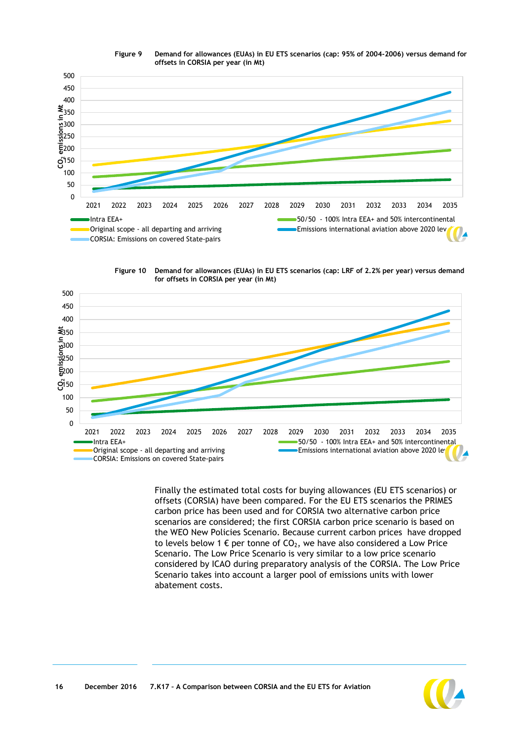**Figure 9** Demand for allowances (EUAs) in EU ETS scenarios (cap: 95% of 2004-2006) versus demand for offsets in CORSIA per year (in Mt)

**Figure 10** Demand for allowances (EUAs) in EU ETS scenarios (cap: LRF of 2.2% per year) versus demand for offsets in CORSIA per year (in Mt)

Finally the estimated total costs for buying allowances (EU ETS scenarios) or offsets (CORSIA) have been compared. For the EU ETS scenarios the PRIMES carbon price has been used and for CORSIA two alternative carbon price scenarios are considered; the first CORSIA carbon price scenario is based on the WEO New Policies Scenario. Because current carbon prices have dropped to levels below 1 € per tonne of $CO_2$, we have also considered a Low Price Scenario. The Low Price Scenario is very similar to a low price scenario considered by ICAO during preparatory analysis of the CORSIA. The Low Price Scenario takes into account a larger pool of emissions units with lower abatement costs.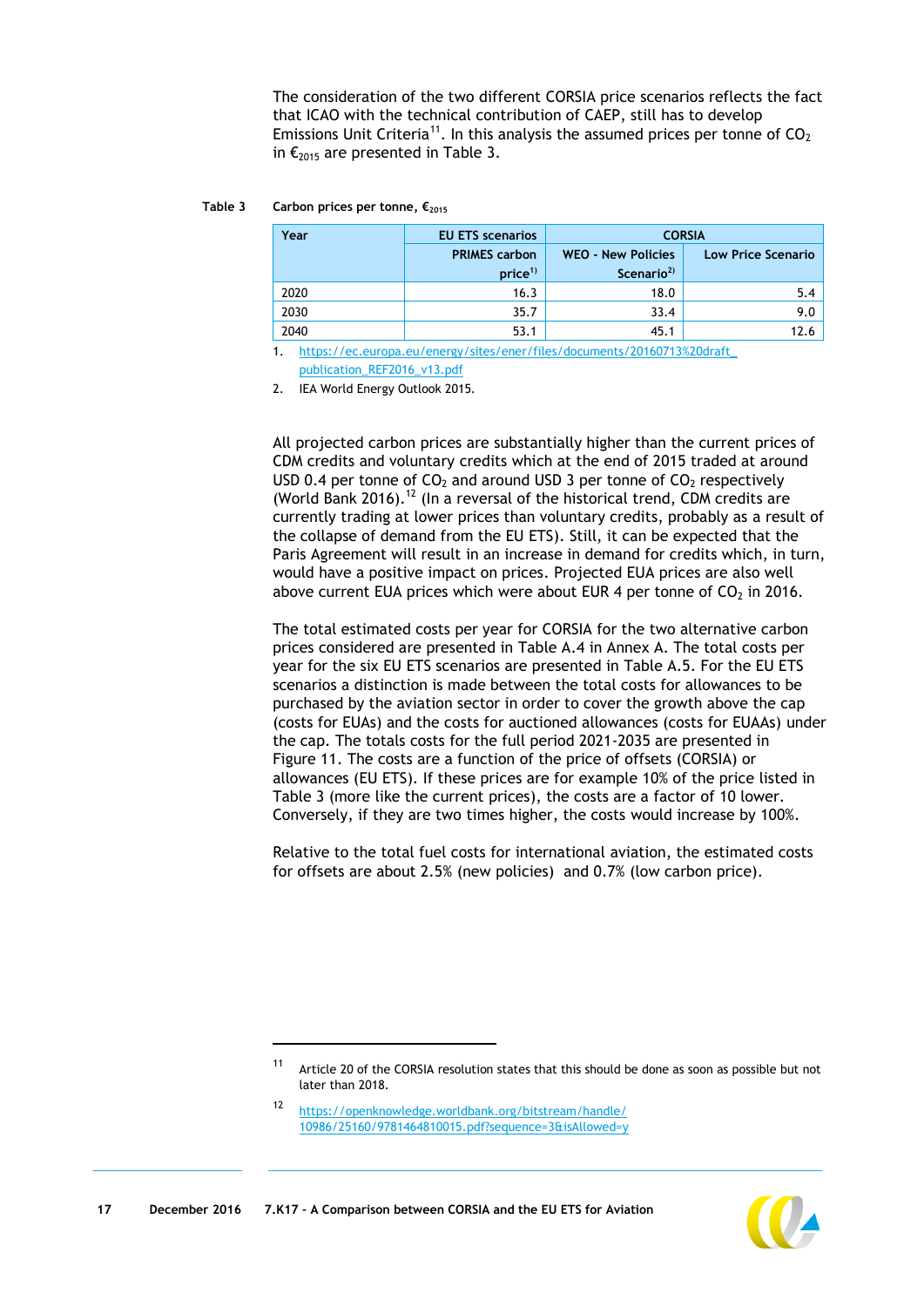The consideration of the two different CORSIA price scenarios reflects the fact that ICAO with the technical contribution of CAEP, still has to develop Emissions Unit Criteria[11]. In this analysis the assumed prices per tonne of $CO_2$ in €$_{2015}$ are presented in Table 3.

Table 3 Carbon prices per tonne, €$_{2015}$

| Year | EU ETS scenarios | CORSIA | |
|---|---|---|---|
| | PRIMES carbon price[1)] | WEO - New Policies Scenario[2)] | Low Price Scenario |
| 2020 | 16.3 | 18.0 | 5.4 |
| 2030 | 35.7 | 33.4 | 9.0 |
| 2040 | 53.1 | 45.1 | 12.6 |

1. https://ec.europa.eu/energy/sites/ener/files/documents/20160713%20draft_publication_REF2016_v13.pdf
2. IEA World Energy Outlook 2015.

All projected carbon prices are substantially higher than the current prices of CDM credits and voluntary credits which at the end of 2015 traded at around USD 0.4 per tonne of $CO_2$ and around USD 3 per tonne of $CO_2$ respectively (World Bank 2016).[12] (In a reversal of the historical trend, CDM credits are currently trading at lower prices than voluntary credits, probably as a result of the collapse of demand from the EU ETS). Still, it can be expected that the Paris Agreement will result in an increase in demand for credits which, in turn, would have a positive impact on prices. Projected EUA prices are also well above current EUA prices which were about EUR 4 per tonne of $CO_2$ in 2016.

The total estimated costs per year for CORSIA for the two alternative carbon prices considered are presented in Table A.4 in Annex A. The total costs per year for the six EU ETS scenarios are presented in Table A.5. For the EU ETS scenarios a distinction is made between the total costs for allowances to be purchased by the aviation sector in order to cover the growth above the cap (costs for EUAs) and the costs for auctioned allowances (costs for EUAAs) under the cap. The totals costs for the full period 2021-2035 are presented in Figure 11. The costs are a function of the price of offsets (CORSIA) or allowances (EU ETS). If these prices are for example 10% of the price listed in Table 3 (more like the current prices), the costs are a factor of 10 lower. Conversely, if they are two times higher, the costs would increase by 100%.

Relative to the total fuel costs for international aviation, the estimated costs for offsets are about 2.5% (new policies) and 0.7% (low carbon price).

[11] Article 20 of the CORSIA resolution states that this should be done as soon as possible but not later than 2018.

[12] https://openknowledge.worldbank.org/bitstream/handle/10986/25160/9781464810015.pdf?sequence=3&isAllowed=y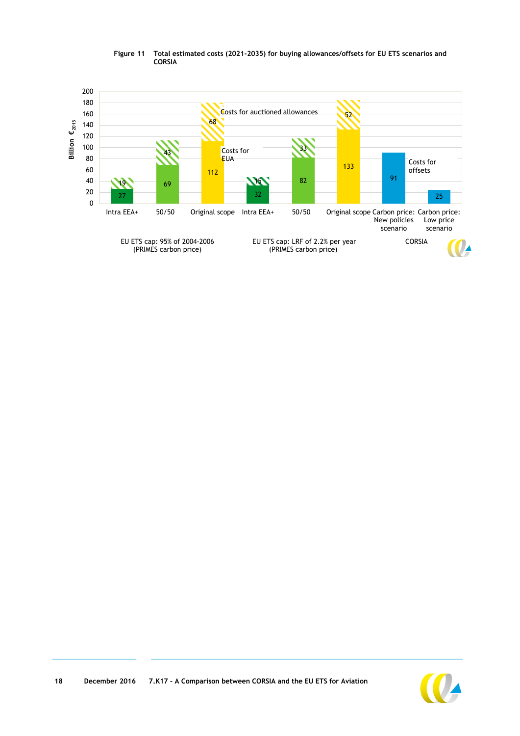**Figure 11 Total estimated costs (2021-2035) for buying allowances/offsets for EU ETS scenarios and CORSIA**

| Group | Scenario | Costs for EUA (Billion €$_{2015}$) | Costs for auctioned allowances (Billion €$_{2015}$) | Costs for offsets (Billion €$_{2015}$) |
|---|---|---|---|---|
| EU ETS cap: 95% of 2004-2006 (PRIMES carbon price) | Intra EEA+ | 27 | 19 | |
| | 50/50 | 69 | 43 | |
| | Original scope | 112 | 68 | |
| EU ETS cap: LRF of 2.2% per year (PRIMES carbon price) | Intra EEA+ | 32 | 15 | |
| | 50/50 | 82 | 33 | |
| | Original scope | 133 | 52 | |
| CORSIA | Carbon price: New policies scenario | | | 91 |
| | Carbon price: Low price scenario | | | 25 |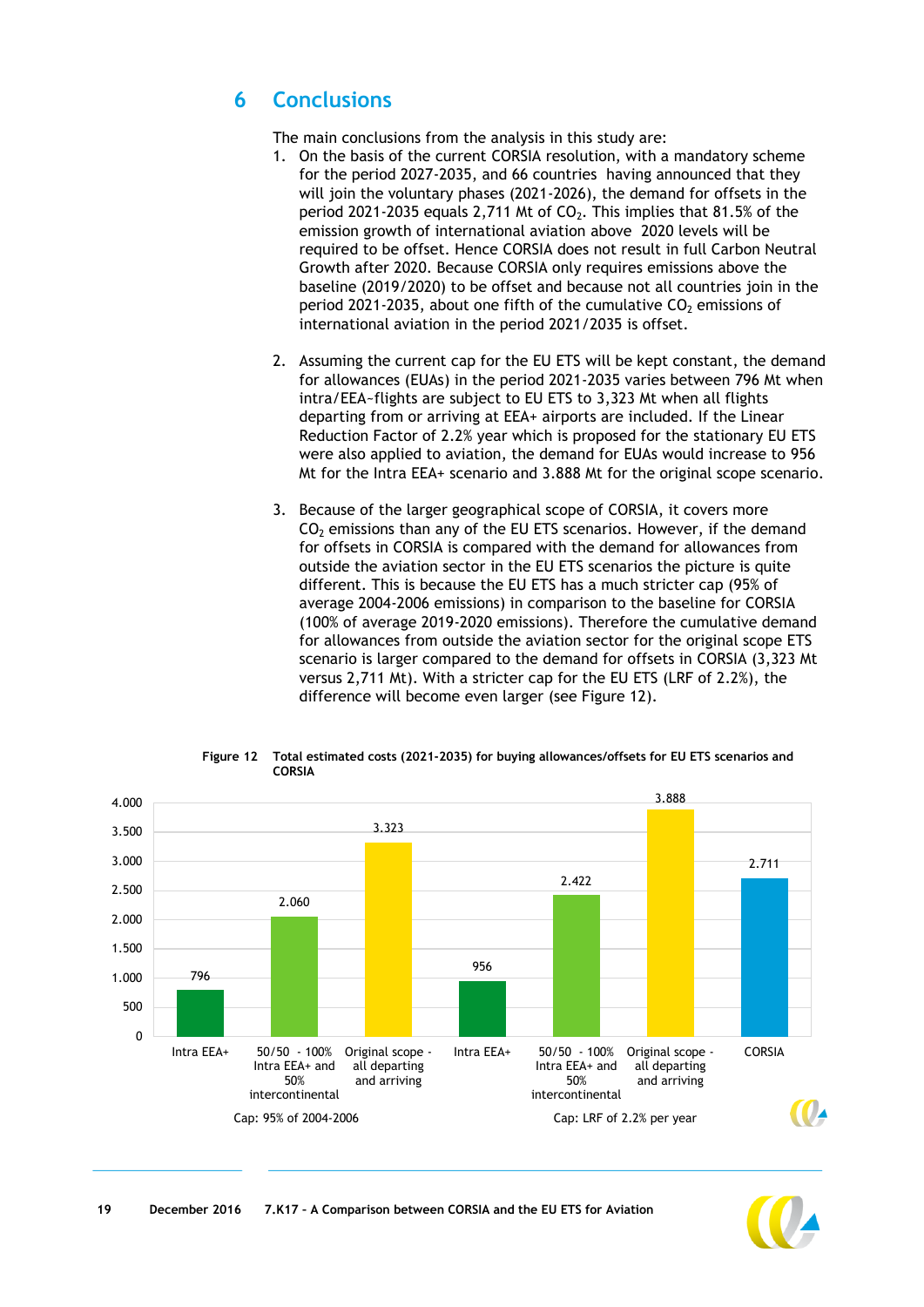## 6 Conclusions

The main conclusions from the analysis in this study are:

1. On the basis of the current CORSIA resolution, with a mandatory scheme for the period 2027-2035, and 66 countries having announced that they will join the voluntary phases (2021-2026), the demand for offsets in the period 2021-2035 equals 2,711 Mt of $CO_2$. This implies that 81.5% of the emission growth of international aviation above 2020 levels will be required to be offset. Hence CORSIA does not result in full Carbon Neutral Growth after 2020. Because CORSIA only requires emissions above the baseline (2019/2020) to be offset and because not all countries join in the period 2021-2035, about one fifth of the cumulative $CO_2$ emissions of international aviation in the period 2021/2035 is offset.

2. Assuming the current cap for the EU ETS will be kept constant, the demand for allowances (EUAs) in the period 2021-2035 varies between 796 Mt when intra/EEA-flights are subject to EU ETS to 3,323 Mt when all flights departing from or arriving at EEA+ airports are included. If the Linear Reduction Factor of 2.2% year which is proposed for the stationary EU ETS were also applied to aviation, the demand for EUAs would increase to 956 Mt for the Intra EEA+ scenario and 3.888 Mt for the original scope scenario.

3. Because of the larger geographical scope of CORSIA, it covers more $CO_2$ emissions than any of the EU ETS scenarios. However, if the demand for offsets in CORSIA is compared with the demand for allowances from outside the aviation sector in the EU ETS scenarios the picture is quite different. This is because the EU ETS has a much stricter cap (95% of average 2004-2006 emissions) in comparison to the baseline for CORSIA (100% of average 2019-2020 emissions). Therefore the cumulative demand for allowances from outside the aviation sector for the original scope ETS scenario is larger compared to the demand for offsets in CORSIA (3,323 Mt versus 2,711 Mt). With a stricter cap for the EU ETS (LRF of 2.2%), the difference will become even larger (see Figure 12).

**Figure 12** Total estimated costs (2021-2035) for buying allowances/offsets for EU ETS scenarios and CORSIA

| Cap | Scenario | Value |
|---|---|---|
| Cap: 95% of 2004-2006 | Intra EEA+ | 796 |
| Cap: 95% of 2004-2006 | 50/50 - 100% Intra EEA+ and 50% intercontinental | 2.060 |
| Cap: 95% of 2004-2006 | Original scope - all departing and arriving | 3.323 |
| Cap: LRF of 2.2% per year | Intra EEA+ | 956 |
| Cap: LRF of 2.2% per year | 50/50 - 100% Intra EEA+ and 50% intercontinental | 2.422 |
| Cap: LRF of 2.2% per year | Original scope - all departing and arriving | 3.888 |
| | CORSIA | 2.711 |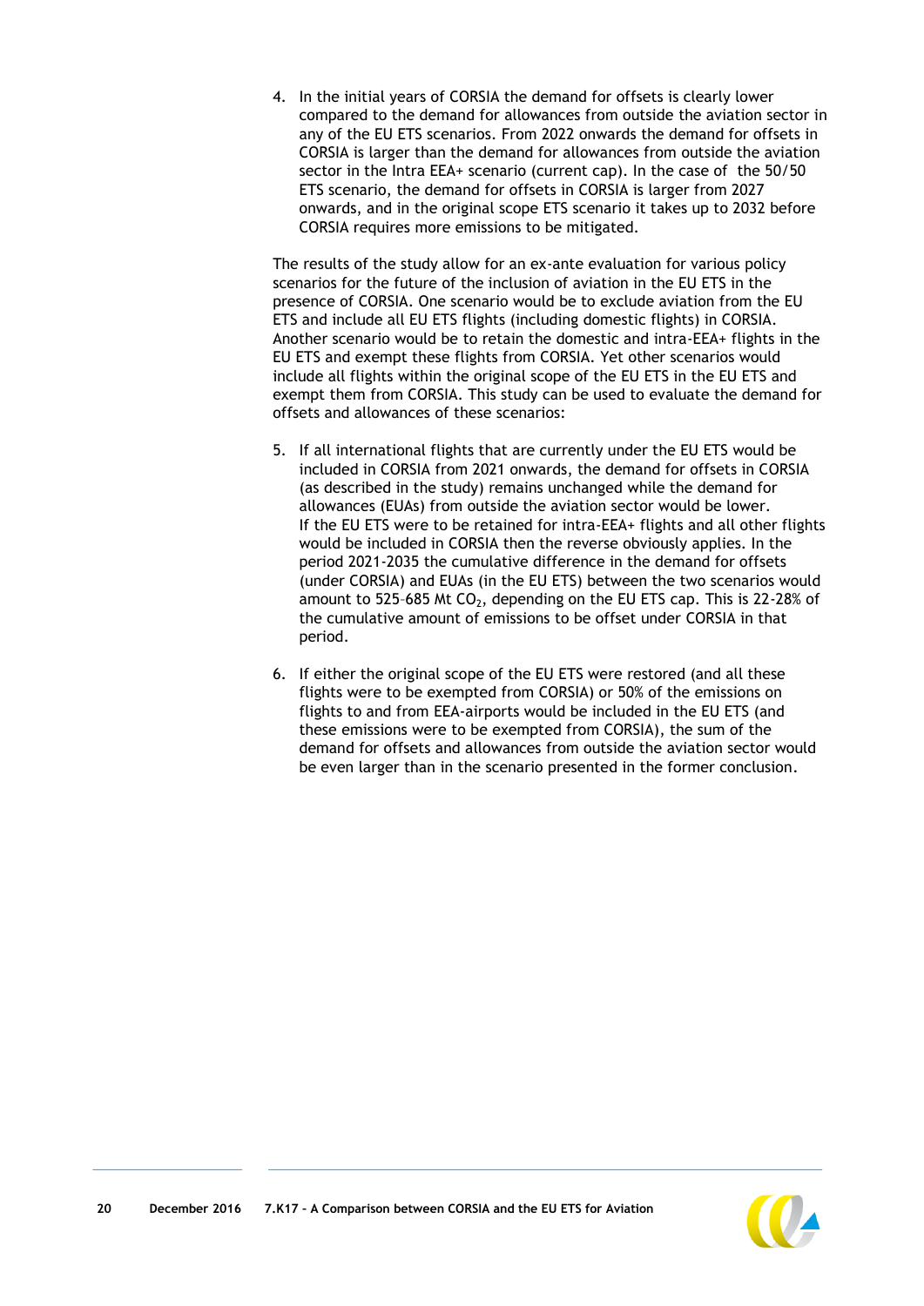4. In the initial years of CORSIA the demand for offsets is clearly lower compared to the demand for allowances from outside the aviation sector in any of the EU ETS scenarios. From 2022 onwards the demand for offsets in CORSIA is larger than the demand for allowances from outside the aviation sector in the Intra EEA+ scenario (current cap). In the case of the 50/50 ETS scenario, the demand for offsets in CORSIA is larger from 2027 onwards, and in the original scope ETS scenario it takes up to 2032 before CORSIA requires more emissions to be mitigated.

The results of the study allow for an ex-ante evaluation for various policy scenarios for the future of the inclusion of aviation in the EU ETS in the presence of CORSIA. One scenario would be to exclude aviation from the EU ETS and include all EU ETS flights (including domestic flights) in CORSIA. Another scenario would be to retain the domestic and intra-EEA+ flights in the EU ETS and exempt these flights from CORSIA. Yet other scenarios would include all flights within the original scope of the EU ETS in the EU ETS and exempt them from CORSIA. This study can be used to evaluate the demand for offsets and allowances of these scenarios:

5. If all international flights that are currently under the EU ETS would be included in CORSIA from 2021 onwards, the demand for offsets in CORSIA (as described in the study) remains unchanged while the demand for allowances (EUAs) from outside the aviation sector would be lower. If the EU ETS were to be retained for intra-EEA+ flights and all other flights would be included in CORSIA then the reverse obviously applies. In the period 2021-2035 the cumulative difference in the demand for offsets (under CORSIA) and EUAs (in the EU ETS) between the two scenarios would amount to 525–685 Mt $CO_2$, depending on the EU ETS cap. This is 22-28% of the cumulative amount of emissions to be offset under CORSIA in that period.

6. If either the original scope of the EU ETS were restored (and all these flights were to be exempted from CORSIA) or 50% of the emissions on flights to and from EEA-airports would be included in the EU ETS (and these emissions were to be exempted from CORSIA), the sum of the demand for offsets and allowances from outside the aviation sector would be even larger than in the scenario presented in the former conclusion.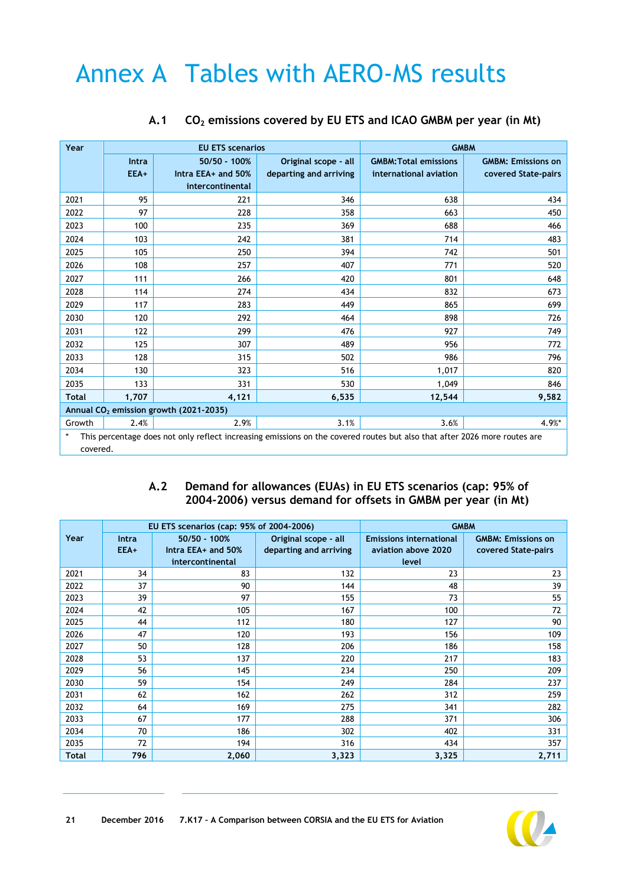# Annex A Tables with AERO-MS results

## A.1 $CO_2$ emissions covered by EU ETS and ICAO GMBM per year (in Mt)

| Year | EU ETS scenarios | | | GMBM | |
|---|---|---|---|---|---|
| | Intra EEA+ | 50/50 - 100% Intra EEA+ and 50% intercontinental | Original scope - all departing and arriving | GMBM:Total emissions international aviation | GMBM: Emissions on covered State-pairs |
| 2021 | 95 | 221 | 346 | 638 | 434 |
| 2022 | 97 | 228 | 358 | 663 | 450 |
| 2023 | 100 | 235 | 369 | 688 | 466 |
| 2024 | 103 | 242 | 381 | 714 | 483 |
| 2025 | 105 | 250 | 394 | 742 | 501 |
| 2026 | 108 | 257 | 407 | 771 | 520 |
| 2027 | 111 | 266 | 420 | 801 | 648 |
| 2028 | 114 | 274 | 434 | 832 | 673 |
| 2029 | 117 | 283 | 449 | 865 | 699 |
| 2030 | 120 | 292 | 464 | 898 | 726 |
| 2031 | 122 | 299 | 476 | 927 | 749 |
| 2032 | 125 | 307 | 489 | 956 | 772 |
| 2033 | 128 | 315 | 502 | 986 | 796 |
| 2034 | 130 | 323 | 516 | 1,017 | 820 |
| 2035 | 133 | 331 | 530 | 1,049 | 846 |
| **Total** | **1,707** | **4,121** | **6,535** | **12,544** | **9,582** |
| Annual $CO_2$ emission growth (2021-2035) | | | | | |
| Growth | 2.4% | 2.9% | 3.1% | 3.6% | 4.9%* |

\* This percentage does not only reflect increasing emissions on the covered routes but also that after 2026 more routes are covered.

## A.2 Demand for allowances (EUAs) in EU ETS scenarios (cap: 95% of 2004-2006) versus demand for offsets in GMBM per year (in Mt)

| Year | EU ETS scenarios (cap: 95% of 2004-2006) | | | GMBM | |
|---|---|---|---|---|---|
| | Intra EEA+ | 50/50 - 100% Intra EEA+ and 50% intercontinental | Original scope - all departing and arriving | Emissions international aviation above 2020 level | GMBM: Emissions on covered State-pairs |
| 2021 | 34 | 83 | 132 | 23 | 23 |
| 2022 | 37 | 90 | 144 | 48 | 39 |
| 2023 | 39 | 97 | 155 | 73 | 55 |
| 2024 | 42 | 105 | 167 | 100 | 72 |
| 2025 | 44 | 112 | 180 | 127 | 90 |
| 2026 | 47 | 120 | 193 | 156 | 109 |
| 2027 | 50 | 128 | 206 | 186 | 158 |
| 2028 | 53 | 137 | 220 | 217 | 183 |
| 2029 | 56 | 145 | 234 | 250 | 209 |
| 2030 | 59 | 154 | 249 | 284 | 237 |
| 2031 | 62 | 162 | 262 | 312 | 259 |
| 2032 | 64 | 169 | 275 | 341 | 282 |
| 2033 | 67 | 177 | 288 | 371 | 306 |
| 2034 | 70 | 186 | 302 | 402 | 331 |
| 2035 | 72 | 194 | 316 | 434 | 357 |
| **Total** | **796** | **2,060** | **3,323** | **3,325** | **2,711** |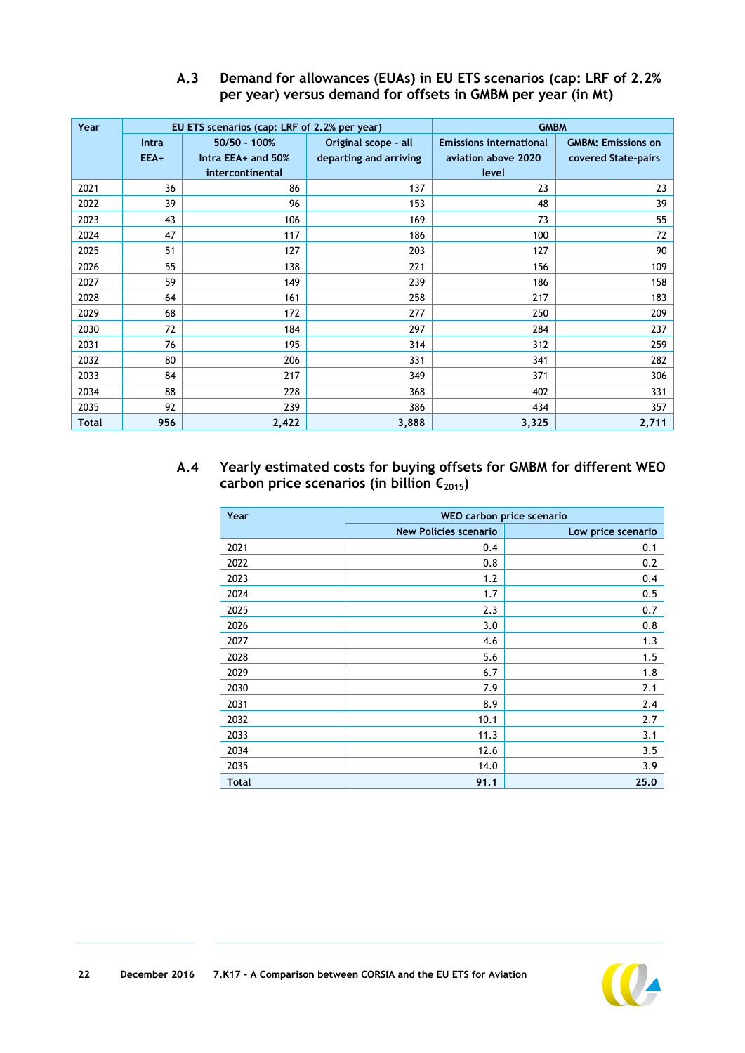## A.3 Demand for allowances (EUAs) in EU ETS scenarios (cap: LRF of 2.2% per year) versus demand for offsets in GMBM per year (in Mt)

| Year | EU ETS scenarios (cap: LRF of 2.2% per year) | | | GMBM | |
|---|---|---|---|---|---|
| | Intra EEA+ | 50/50 - 100% Intra EEA+ and 50% intercontinental | Original scope - all departing and arriving | Emissions international aviation above 2020 level | GMBM: Emissions on covered State-pairs |
| 2021 | 36 | 86 | 137 | 23 | 23 |
| 2022 | 39 | 96 | 153 | 48 | 39 |
| 2023 | 43 | 106 | 169 | 73 | 55 |
| 2024 | 47 | 117 | 186 | 100 | 72 |
| 2025 | 51 | 127 | 203 | 127 | 90 |
| 2026 | 55 | 138 | 221 | 156 | 109 |
| 2027 | 59 | 149 | 239 | 186 | 158 |
| 2028 | 64 | 161 | 258 | 217 | 183 |
| 2029 | 68 | 172 | 277 | 250 | 209 |
| 2030 | 72 | 184 | 297 | 284 | 237 |
| 2031 | 76 | 195 | 314 | 312 | 259 |
| 2032 | 80 | 206 | 331 | 341 | 282 |
| 2033 | 84 | 217 | 349 | 371 | 306 |
| 2034 | 88 | 228 | 368 | 402 | 331 |
| 2035 | 92 | 239 | 386 | 434 | 357 |
| **Total** | **956** | **2,422** | **3,888** | **3,325** | **2,711** |

## A.4 Yearly estimated costs for buying offsets for GMBM for different WEO carbon price scenarios (in billion $€_{2015}$)

| Year | WEO carbon price scenario | |
|---|---|---|
| | New Policies scenario | Low price scenario |
| 2021 | 0.4 | 0.1 |
| 2022 | 0.8 | 0.2 |
| 2023 | 1.2 | 0.4 |
| 2024 | 1.7 | 0.5 |
| 2025 | 2.3 | 0.7 |
| 2026 | 3.0 | 0.8 |
| 2027 | 4.6 | 1.3 |
| 2028 | 5.6 | 1.5 |
| 2029 | 6.7 | 1.8 |
| 2030 | 7.9 | 2.1 |
| 2031 | 8.9 | 2.4 |
| 2032 | 10.1 | 2.7 |
| 2033 | 11.3 | 3.1 |
| 2034 | 12.6 | 3.5 |
| 2035 | 14.0 | 3.9 |
| **Total** | **91.1** | **25.0** |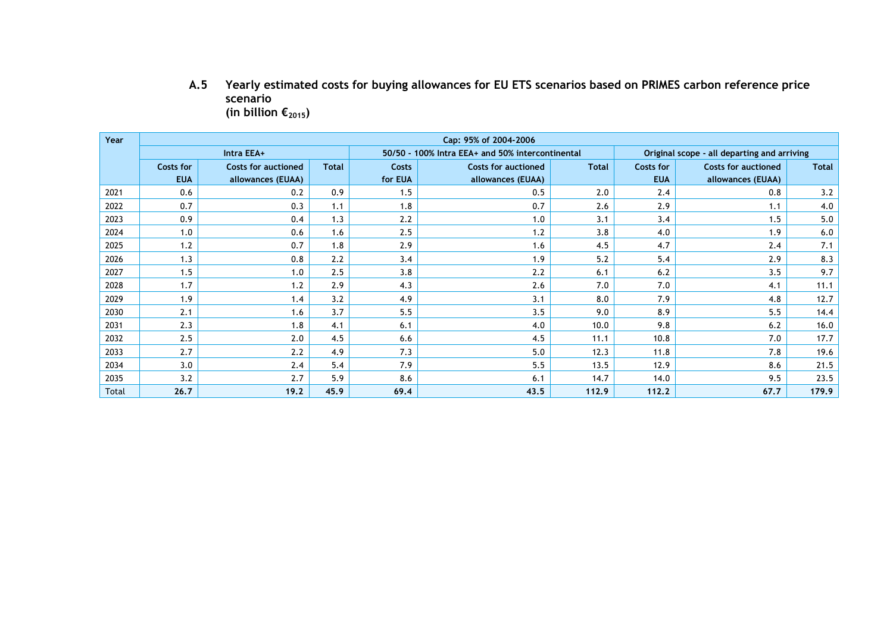### A.5 Yearly estimated costs for buying allowances for EU ETS scenarios based on PRIMES carbon reference price scenario (in billion $€_{2015}$)

| Year | Cap: 95% of 2004-2006 | | | | | | | | |
|---|---|---|---|---|---|---|---|---|---|
| | Intra EEA+ | | | 50/50 - 100% Intra EEA+ and 50% intercontinental | | | Original scope - all departing and arriving | | |
| | Costs for EUA | Costs for auctioned allowances (EUAA) | Total | Costs for EUA | Costs for auctioned allowances (EUAA) | Total | Costs for EUA | Costs for auctioned allowances (EUAA) | Total |
| 2021 | 0.6 | 0.2 | 0.9 | 1.5 | 0.5 | 2.0 | 2.4 | 0.8 | 3.2 |
| 2022 | 0.7 | 0.3 | 1.1 | 1.8 | 0.7 | 2.6 | 2.9 | 1.1 | 4.0 |
| 2023 | 0.9 | 0.4 | 1.3 | 2.2 | 1.0 | 3.1 | 3.4 | 1.5 | 5.0 |
| 2024 | 1.0 | 0.6 | 1.6 | 2.5 | 1.2 | 3.8 | 4.0 | 1.9 | 6.0 |
| 2025 | 1.2 | 0.7 | 1.8 | 2.9 | 1.6 | 4.5 | 4.7 | 2.4 | 7.1 |
| 2026 | 1.3 | 0.8 | 2.2 | 3.4 | 1.9 | 5.2 | 5.4 | 2.9 | 8.3 |
| 2027 | 1.5 | 1.0 | 2.5 | 3.8 | 2.2 | 6.1 | 6.2 | 3.5 | 9.7 |
| 2028 | 1.7 | 1.2 | 2.9 | 4.3 | 2.6 | 7.0 | 7.0 | 4.1 | 11.1 |
| 2029 | 1.9 | 1.4 | 3.2 | 4.9 | 3.1 | 8.0 | 7.9 | 4.8 | 12.7 |
| 2030 | 2.1 | 1.6 | 3.7 | 5.5 | 3.5 | 9.0 | 8.9 | 5.5 | 14.4 |
| 2031 | 2.3 | 1.8 | 4.1 | 6.1 | 4.0 | 10.0 | 9.8 | 6.2 | 16.0 |
| 2032 | 2.5 | 2.0 | 4.5 | 6.6 | 4.5 | 11.1 | 10.8 | 7.0 | 17.7 |
| 2033 | 2.7 | 2.2 | 4.9 | 7.3 | 5.0 | 12.3 | 11.8 | 7.8 | 19.6 |
| 2034 | 3.0 | 2.4 | 5.4 | 7.9 | 5.5 | 13.5 | 12.9 | 8.6 | 21.5 |
| 2035 | 3.2 | 2.7 | 5.9 | 8.6 | 6.1 | 14.7 | 14.0 | 9.5 | 23.5 |
| Total | **26.7** | **19.2** | **45.9** | **69.4** | **43.5** | **112.9** | **112.2** | **67.7** | **179.9** |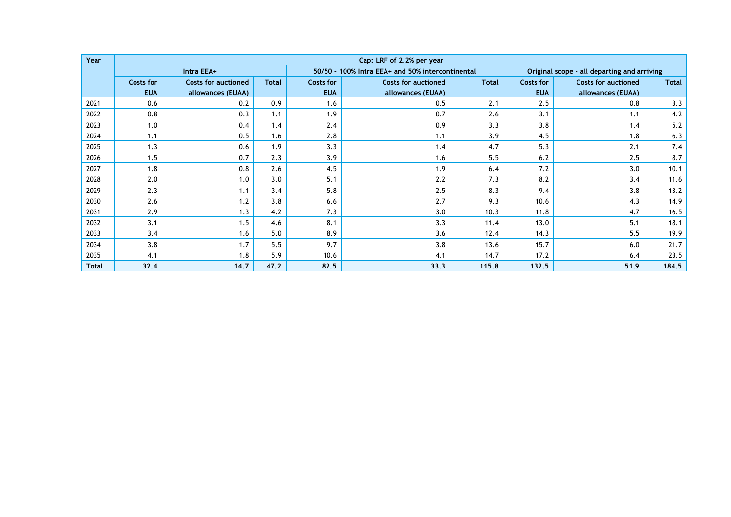| Year | Cap: LRF of 2.2% per year | | | | | | | | |
|---|---|---|---|---|---|---|---|---|---|
| | Intra EEA+ | | | 50/50 - 100% Intra EEA+ and 50% intercontinental | | | Original scope - all departing and arriving | | |
| | Costs for EUA | Costs for auctioned allowances (EUAA) | Total | Costs for EUA | Costs for auctioned allowances (EUAA) | Total | Costs for EUA | Costs for auctioned allowances (EUAA) | Total |
| 2021 | 0.6 | 0.2 | 0.9 | 1.6 | 0.5 | 2.1 | 2.5 | 0.8 | 3.3 |
| 2022 | 0.8 | 0.3 | 1.1 | 1.9 | 0.7 | 2.6 | 3.1 | 1.1 | 4.2 |
| 2023 | 1.0 | 0.4 | 1.4 | 2.4 | 0.9 | 3.3 | 3.8 | 1.4 | 5.2 |
| 2024 | 1.1 | 0.5 | 1.6 | 2.8 | 1.1 | 3.9 | 4.5 | 1.8 | 6.3 |
| 2025 | 1.3 | 0.6 | 1.9 | 3.3 | 1.4 | 4.7 | 5.3 | 2.1 | 7.4 |
| 2026 | 1.5 | 0.7 | 2.3 | 3.9 | 1.6 | 5.5 | 6.2 | 2.5 | 8.7 |
| 2027 | 1.8 | 0.8 | 2.6 | 4.5 | 1.9 | 6.4 | 7.2 | 3.0 | 10.1 |
| 2028 | 2.0 | 1.0 | 3.0 | 5.1 | 2.2 | 7.3 | 8.2 | 3.4 | 11.6 |
| 2029 | 2.3 | 1.1 | 3.4 | 5.8 | 2.5 | 8.3 | 9.4 | 3.8 | 13.2 |
| 2030 | 2.6 | 1.2 | 3.8 | 6.6 | 2.7 | 9.3 | 10.6 | 4.3 | 14.9 |
| 2031 | 2.9 | 1.3 | 4.2 | 7.3 | 3.0 | 10.3 | 11.8 | 4.7 | 16.5 |
| 2032 | 3.1 | 1.5 | 4.6 | 8.1 | 3.3 | 11.4 | 13.0 | 5.1 | 18.1 |
| 2033 | 3.4 | 1.6 | 5.0 | 8.9 | 3.6 | 12.4 | 14.3 | 5.5 | 19.9 |
| 2034 | 3.8 | 1.7 | 5.5 | 9.7 | 3.8 | 13.6 | 15.7 | 6.0 | 21.7 |
| 2035 | 4.1 | 1.8 | 5.9 | 10.6 | 4.1 | 14.7 | 17.2 | 6.4 | 23.5 |
| **Total** | **32.4** | **14.7** | **47.2** | **82.5** | **33.3** | **115.8** | **132.5** | **51.9** | **184.5** |